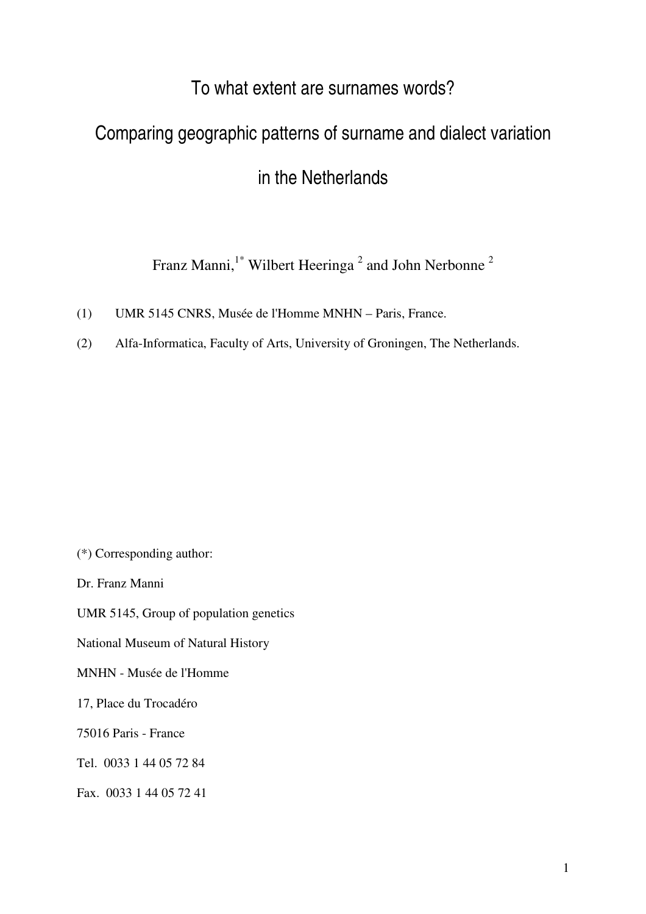# To what extent are surnames words?

# Comparing geographic patterns of surname and dialect variation in the Netherlands

Franz Manni,[1*] Wilbert Heeringa [2] and John Nerbonne [2]

(1) UMR 5145 CNRS, Musée de l'Homme MNHN – Paris, France.

(2) Alfa-Informatica, Faculty of Arts, University of Groningen, The Netherlands.

(*) Corresponding author:

Dr. Franz Manni

UMR 5145, Group of population genetics

National Museum of Natural History

MNHN - Musée de l'Homme

17, Place du Trocadéro

75016 Paris - France

Tel. 0033 1 44 05 72 84

Fax. 0033 1 44 05 72 41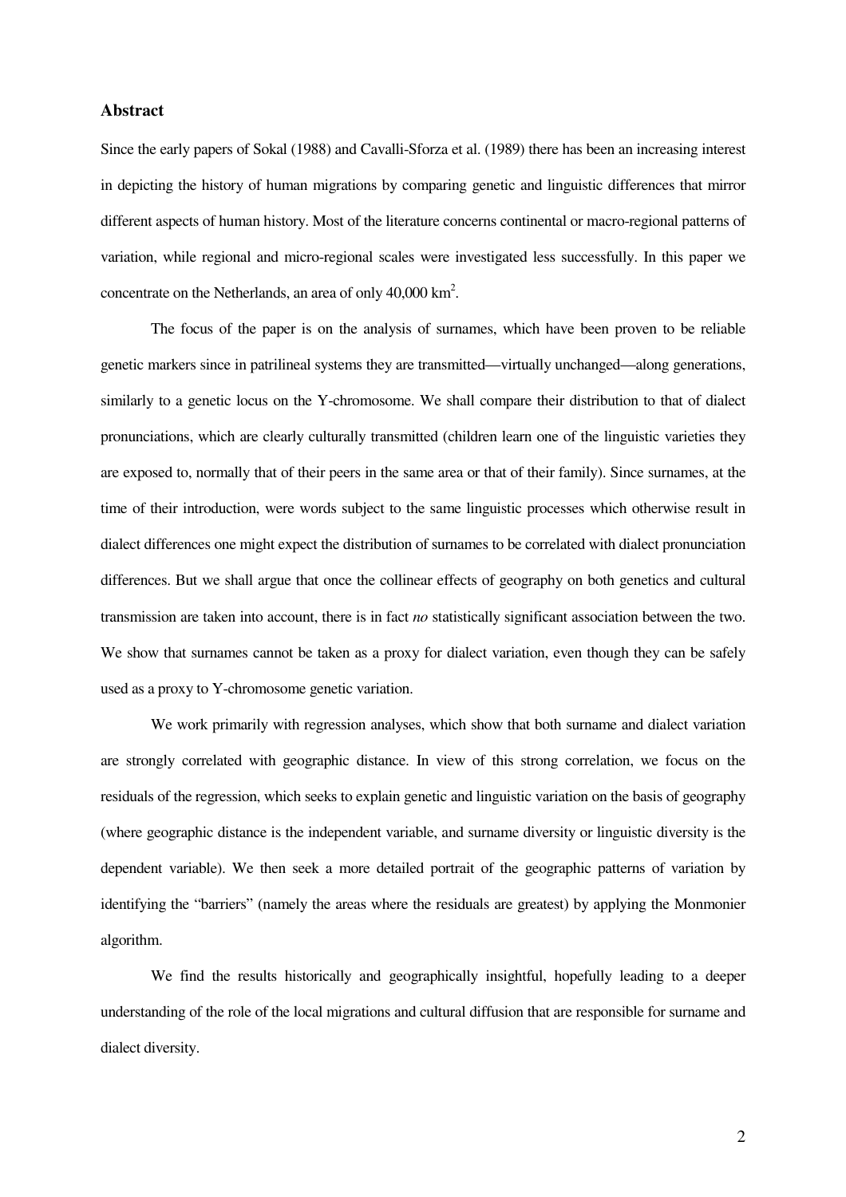## Abstract

Since the early papers of Sokal (1988) and Cavalli-Sforza et al. (1989) there has been an increasing interest in depicting the history of human migrations by comparing genetic and linguistic differences that mirror different aspects of human history. Most of the literature concerns continental or macro-regional patterns of variation, while regional and micro-regional scales were investigated less successfully. In this paper we concentrate on the Netherlands, an area of only 40,000 km$^2$.

The focus of the paper is on the analysis of surnames, which have been proven to be reliable genetic markers since in patrilineal systems they are transmitted—virtually unchanged—along generations, similarly to a genetic locus on the Y-chromosome. We shall compare their distribution to that of dialect pronunciations, which are clearly culturally transmitted (children learn one of the linguistic varieties they are exposed to, normally that of their peers in the same area or that of their family). Since surnames, at the time of their introduction, were words subject to the same linguistic processes which otherwise result in dialect differences one might expect the distribution of surnames to be correlated with dialect pronunciation differences. But we shall argue that once the collinear effects of geography on both genetics and cultural transmission are taken into account, there is in fact *no* statistically significant association between the two. We show that surnames cannot be taken as a proxy for dialect variation, even though they can be safely used as a proxy to Y-chromosome genetic variation.

We work primarily with regression analyses, which show that both surname and dialect variation are strongly correlated with geographic distance. In view of this strong correlation, we focus on the residuals of the regression, which seeks to explain genetic and linguistic variation on the basis of geography (where geographic distance is the independent variable, and surname diversity or linguistic diversity is the dependent variable). We then seek a more detailed portrait of the geographic patterns of variation by identifying the "barriers" (namely the areas where the residuals are greatest) by applying the Monmonier algorithm.

We find the results historically and geographically insightful, hopefully leading to a deeper understanding of the role of the local migrations and cultural diffusion that are responsible for surname and dialect diversity.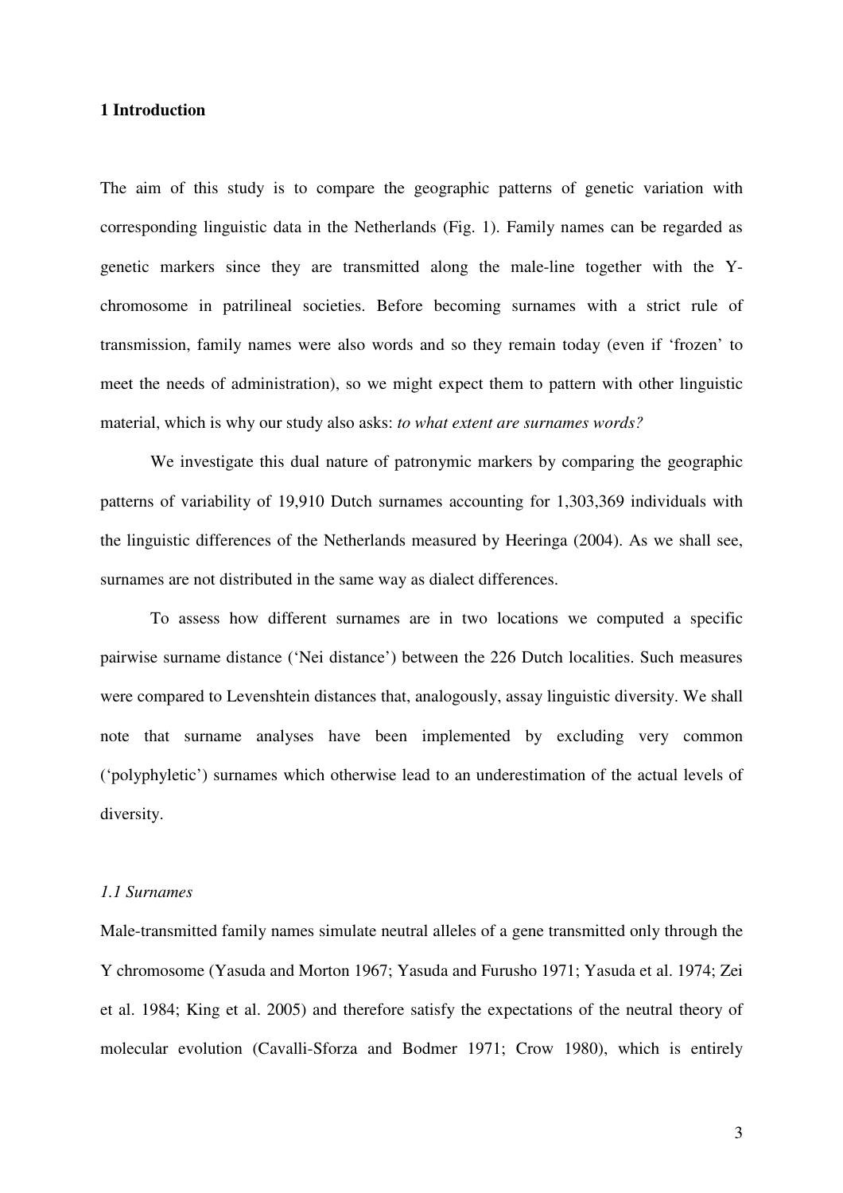# 1 Introduction

The aim of this study is to compare the geographic patterns of genetic variation with corresponding linguistic data in the Netherlands (Fig. 1). Family names can be regarded as genetic markers since they are transmitted along the male-line together with the Y-chromosome in patrilineal societies. Before becoming surnames with a strict rule of transmission, family names were also words and so they remain today (even if 'frozen' to meet the needs of administration), so we might expect them to pattern with other linguistic material, which is why our study also asks: *to what extent are surnames words?*

We investigate this dual nature of patronymic markers by comparing the geographic patterns of variability of 19,910 Dutch surnames accounting for 1,303,369 individuals with the linguistic differences of the Netherlands measured by Heeringa (2004). As we shall see, surnames are not distributed in the same way as dialect differences.

To assess how different surnames are in two locations we computed a specific pairwise surname distance ('Nei distance') between the 226 Dutch localities. Such measures were compared to Levenshtein distances that, analogously, assay linguistic diversity. We shall note that surname analyses have been implemented by excluding very common ('polyphyletic') surnames which otherwise lead to an underestimation of the actual levels of diversity.

## *1.1 Surnames*

Male-transmitted family names simulate neutral alleles of a gene transmitted only through the Y chromosome (Yasuda and Morton 1967; Yasuda and Furusho 1971; Yasuda et al. 1974; Zei et al. 1984; King et al. 2005) and therefore satisfy the expectations of the neutral theory of molecular evolution (Cavalli-Sforza and Bodmer 1971; Crow 1980), which is entirely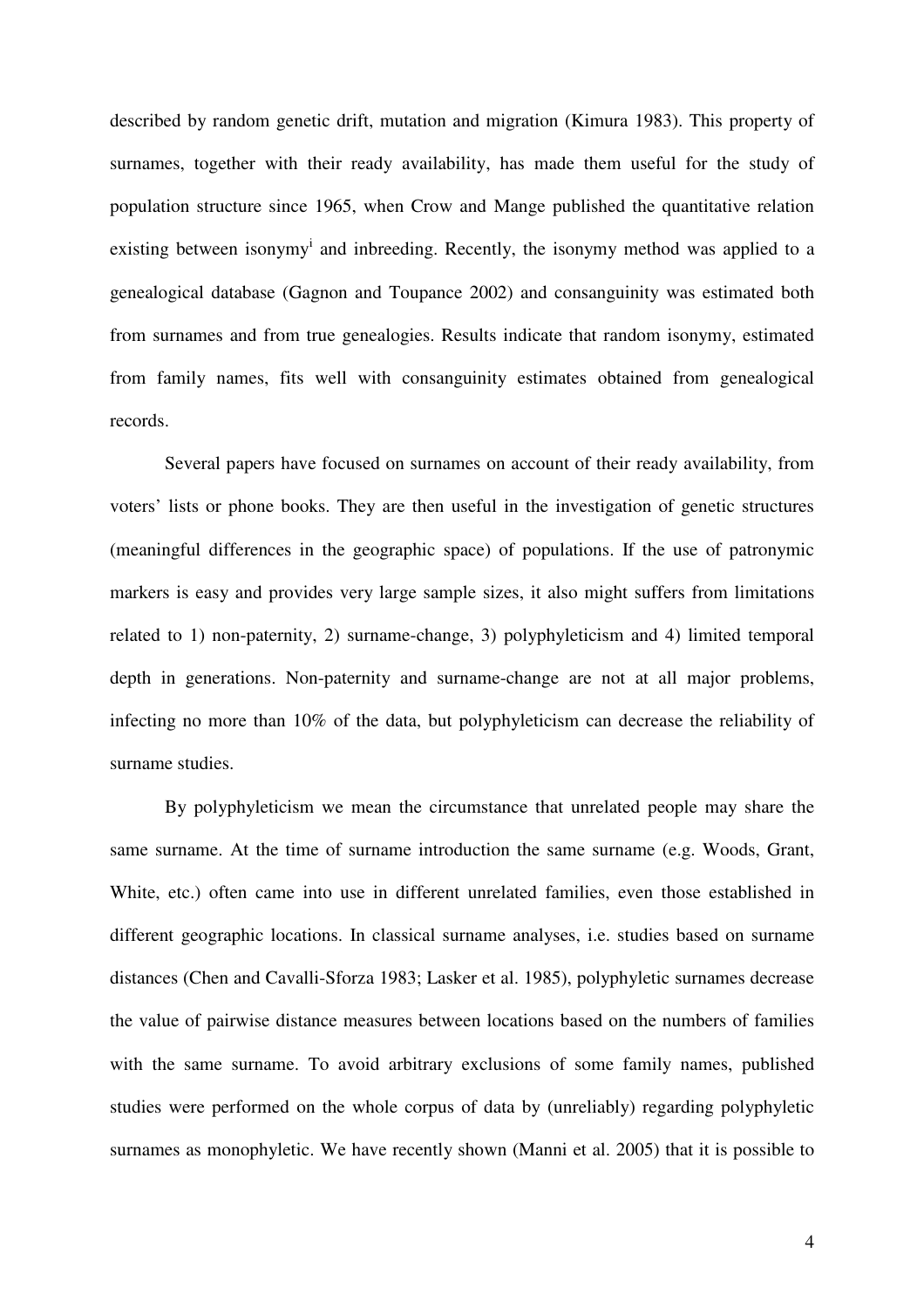described by random genetic drift, mutation and migration (Kimura 1983). This property of surnames, together with their ready availability, has made them useful for the study of population structure since 1965, when Crow and Mange published the quantitative relation existing between isonymy[i] and inbreeding. Recently, the isonymy method was applied to a genealogical database (Gagnon and Toupance 2002) and consanguinity was estimated both from surnames and from true genealogies. Results indicate that random isonymy, estimated from family names, fits well with consanguinity estimates obtained from genealogical records.

Several papers have focused on surnames on account of their ready availability, from voters' lists or phone books. They are then useful in the investigation of genetic structures (meaningful differences in the geographic space) of populations. If the use of patronymic markers is easy and provides very large sample sizes, it also might suffers from limitations related to 1) non-paternity, 2) surname-change, 3) polyphyleticism and 4) limited temporal depth in generations. Non-paternity and surname-change are not at all major problems, infecting no more than 10% of the data, but polyphyleticism can decrease the reliability of surname studies.

By polyphyleticism we mean the circumstance that unrelated people may share the same surname. At the time of surname introduction the same surname (e.g. Woods, Grant, White, etc.) often came into use in different unrelated families, even those established in different geographic locations. In classical surname analyses, i.e. studies based on surname distances (Chen and Cavalli-Sforza 1983; Lasker et al. 1985), polyphyletic surnames decrease the value of pairwise distance measures between locations based on the numbers of families with the same surname. To avoid arbitrary exclusions of some family names, published studies were performed on the whole corpus of data by (unreliably) regarding polyphyletic surnames as monophyletic. We have recently shown (Manni et al. 2005) that it is possible to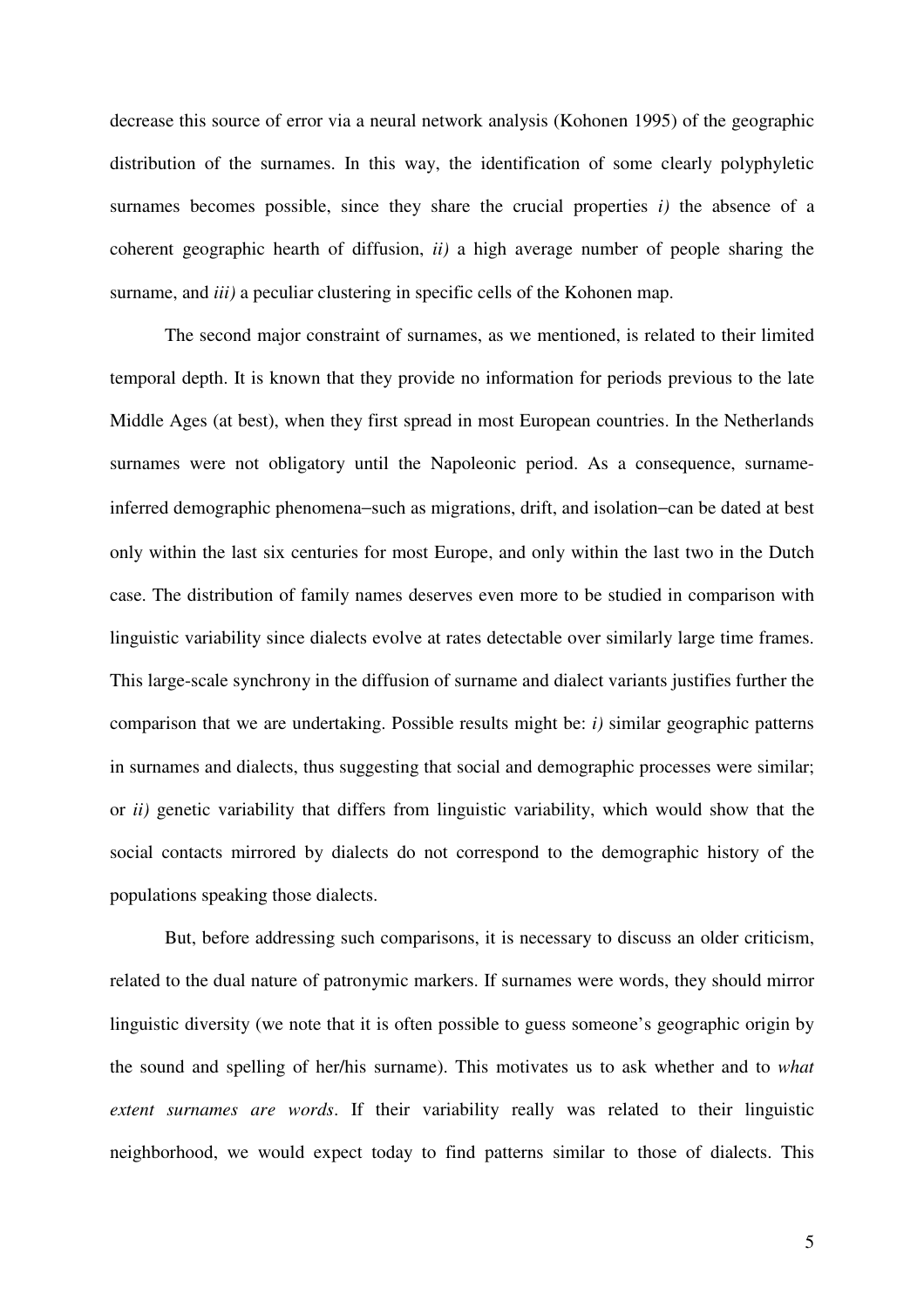decrease this source of error via a neural network analysis (Kohonen 1995) of the geographic distribution of the surnames. In this way, the identification of some clearly polyphyletic surnames becomes possible, since they share the crucial properties *i)* the absence of a coherent geographic hearth of diffusion, *ii)* a high average number of people sharing the surname, and *iii)* a peculiar clustering in specific cells of the Kohonen map.

The second major constraint of surnames, as we mentioned, is related to their limited temporal depth. It is known that they provide no information for periods previous to the late Middle Ages (at best), when they first spread in most European countries. In the Netherlands surnames were not obligatory until the Napoleonic period. As a consequence, surname-inferred demographic phenomena−such as migrations, drift, and isolation−can be dated at best only within the last six centuries for most Europe, and only within the last two in the Dutch case. The distribution of family names deserves even more to be studied in comparison with linguistic variability since dialects evolve at rates detectable over similarly large time frames. This large-scale synchrony in the diffusion of surname and dialect variants justifies further the comparison that we are undertaking. Possible results might be: *i)* similar geographic patterns in surnames and dialects, thus suggesting that social and demographic processes were similar; or *ii)* genetic variability that differs from linguistic variability, which would show that the social contacts mirrored by dialects do not correspond to the demographic history of the populations speaking those dialects.

But, before addressing such comparisons, it is necessary to discuss an older criticism, related to the dual nature of patronymic markers. If surnames were words, they should mirror linguistic diversity (we note that it is often possible to guess someone's geographic origin by the sound and spelling of her/his surname). This motivates us to ask whether and to *what extent surnames are words*. If their variability really was related to their linguistic neighborhood, we would expect today to find patterns similar to those of dialects. This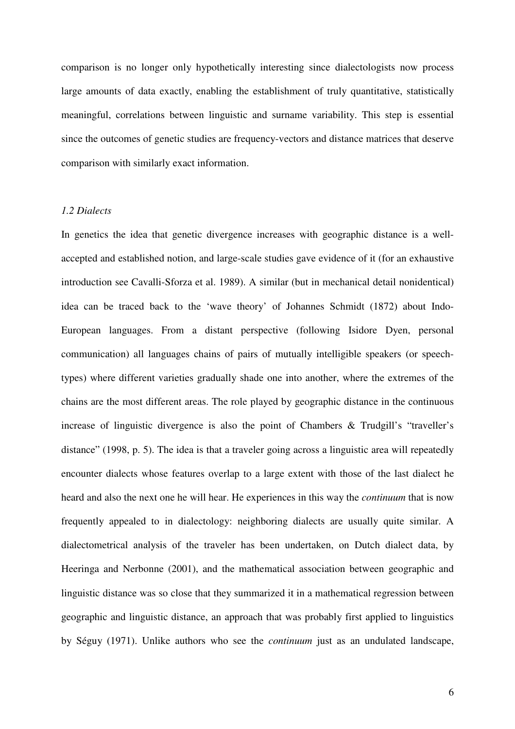comparison is no longer only hypothetically interesting since dialectologists now process large amounts of data exactly, enabling the establishment of truly quantitative, statistically meaningful, correlations between linguistic and surname variability. This step is essential since the outcomes of genetic studies are frequency-vectors and distance matrices that deserve comparison with similarly exact information.

### *1.2 Dialects*

In genetics the idea that genetic divergence increases with geographic distance is a well-accepted and established notion, and large-scale studies gave evidence of it (for an exhaustive introduction see Cavalli-Sforza et al. 1989). A similar (but in mechanical detail nonidentical) idea can be traced back to the 'wave theory' of Johannes Schmidt (1872) about Indo-European languages. From a distant perspective (following Isidore Dyen, personal communication) all languages chains of pairs of mutually intelligible speakers (or speech-types) where different varieties gradually shade one into another, where the extremes of the chains are the most different areas. The role played by geographic distance in the continuous increase of linguistic divergence is also the point of Chambers & Trudgill's "traveller's distance" (1998, p. 5). The idea is that a traveler going across a linguistic area will repeatedly encounter dialects whose features overlap to a large extent with those of the last dialect he heard and also the next one he will hear. He experiences in this way the *continuum* that is now frequently appealed to in dialectology: neighboring dialects are usually quite similar. A dialectometrical analysis of the traveler has been undertaken, on Dutch dialect data, by Heeringa and Nerbonne (2001), and the mathematical association between geographic and linguistic distance was so close that they summarized it in a mathematical regression between geographic and linguistic distance, an approach that was probably first applied to linguistics by Séguy (1971). Unlike authors who see the *continuum* just as an undulated landscape,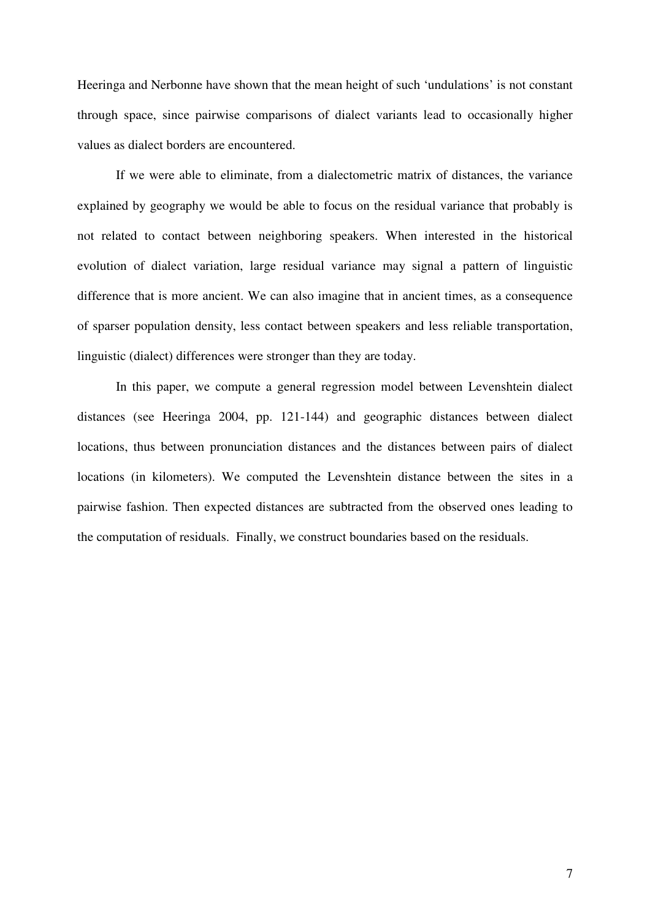Heeringa and Nerbonne have shown that the mean height of such 'undulations' is not constant through space, since pairwise comparisons of dialect variants lead to occasionally higher values as dialect borders are encountered.

If we were able to eliminate, from a dialectometric matrix of distances, the variance explained by geography we would be able to focus on the residual variance that probably is not related to contact between neighboring speakers. When interested in the historical evolution of dialect variation, large residual variance may signal a pattern of linguistic difference that is more ancient. We can also imagine that in ancient times, as a consequence of sparser population density, less contact between speakers and less reliable transportation, linguistic (dialect) differences were stronger than they are today.

In this paper, we compute a general regression model between Levenshtein dialect distances (see Heeringa 2004, pp. 121-144) and geographic distances between dialect locations, thus between pronunciation distances and the distances between pairs of dialect locations (in kilometers). We computed the Levenshtein distance between the sites in a pairwise fashion. Then expected distances are subtracted from the observed ones leading to the computation of residuals. Finally, we construct boundaries based on the residuals.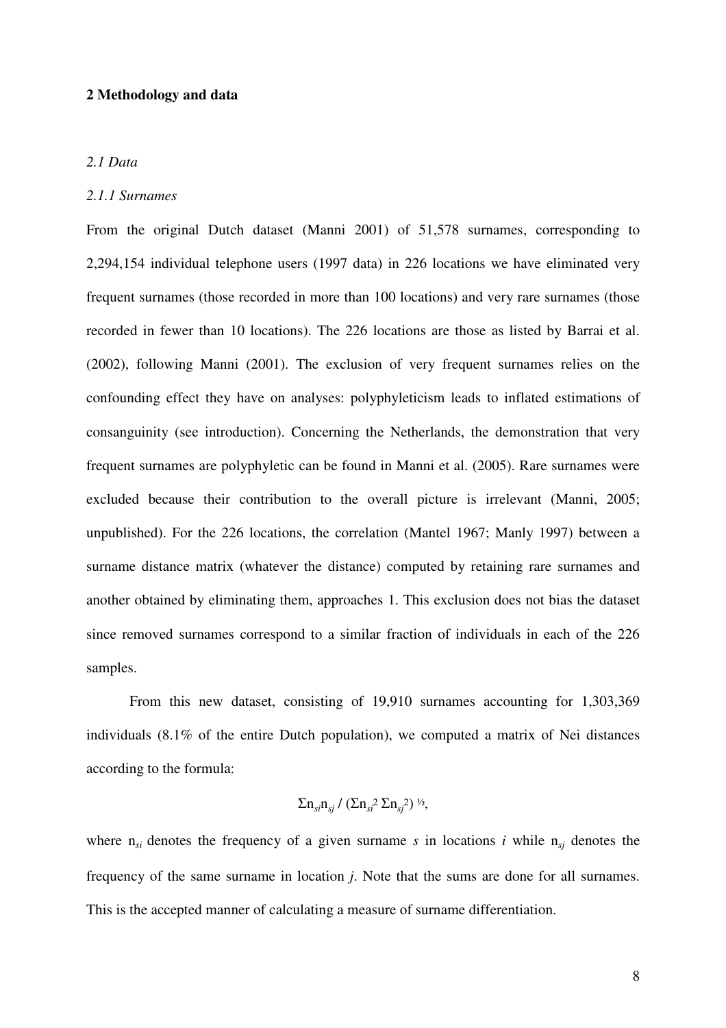## 2 Methodology and data

### *2.1 Data*

#### *2.1.1 Surnames*

From the original Dutch dataset (Manni 2001) of 51,578 surnames, corresponding to 2,294,154 individual telephone users (1997 data) in 226 locations we have eliminated very frequent surnames (those recorded in more than 100 locations) and very rare surnames (those recorded in fewer than 10 locations). The 226 locations are those as listed by Barrai et al. (2002), following Manni (2001). The exclusion of very frequent surnames relies on the confounding effect they have on analyses: polyphyleticism leads to inflated estimations of consanguinity (see introduction). Concerning the Netherlands, the demonstration that very frequent surnames are polyphyletic can be found in Manni et al. (2005). Rare surnames were excluded because their contribution to the overall picture is irrelevant (Manni, 2005; unpublished). For the 226 locations, the correlation (Mantel 1967; Manly 1997) between a surname distance matrix (whatever the distance) computed by retaining rare surnames and another obtained by eliminating them, approaches 1. This exclusion does not bias the dataset since removed surnames correspond to a similar fraction of individuals in each of the 226 samples.

From this new dataset, consisting of 19,910 surnames accounting for 1,303,369 individuals (8.1% of the entire Dutch population), we computed a matrix of Nei distances according to the formula:

$$\Sigma n_{si} n_{sj} / (\Sigma n_{si}^2 \, \Sigma n_{sj}^2)^{½},$$

where $n_{si}$ denotes the frequency of a given surname *s* in locations *i* while $n_{sj}$ denotes the frequency of the same surname in location *j*. Note that the sums are done for all surnames. This is the accepted manner of calculating a measure of surname differentiation.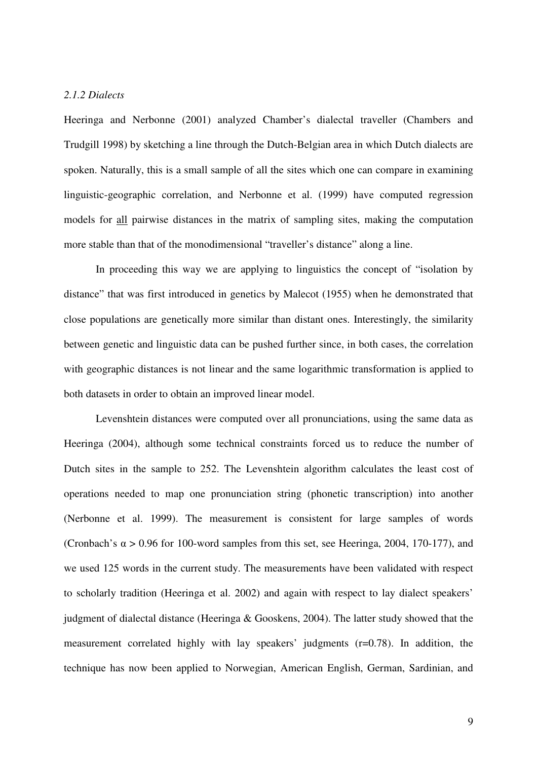*2.1.2 Dialects*

Heeringa and Nerbonne (2001) analyzed Chamber's dialectal traveller (Chambers and Trudgill 1998) by sketching a line through the Dutch-Belgian area in which Dutch dialects are spoken. Naturally, this is a small sample of all the sites which one can compare in examining linguistic-geographic correlation, and Nerbonne et al. (1999) have computed regression models for <u>all</u> pairwise distances in the matrix of sampling sites, making the computation more stable than that of the monodimensional "traveller's distance" along a line.

In proceeding this way we are applying to linguistics the concept of "isolation by distance" that was first introduced in genetics by Malecot (1955) when he demonstrated that close populations are genetically more similar than distant ones. Interestingly, the similarity between genetic and linguistic data can be pushed further since, in both cases, the correlation with geographic distances is not linear and the same logarithmic transformation is applied to both datasets in order to obtain an improved linear model.

Levenshtein distances were computed over all pronunciations, using the same data as Heeringa (2004), although some technical constraints forced us to reduce the number of Dutch sites in the sample to 252. The Levenshtein algorithm calculates the least cost of operations needed to map one pronunciation string (phonetic transcription) into another (Nerbonne et al. 1999). The measurement is consistent for large samples of words (Cronbach's $\alpha > 0.96$ for 100-word samples from this set, see Heeringa, 2004, 170-177), and we used 125 words in the current study. The measurements have been validated with respect to scholarly tradition (Heeringa et al. 2002) and again with respect to lay dialect speakers' judgment of dialectal distance (Heeringa & Gooskens, 2004). The latter study showed that the measurement correlated highly with lay speakers' judgments ($r$=0.78). In addition, the technique has now been applied to Norwegian, American English, German, Sardinian, and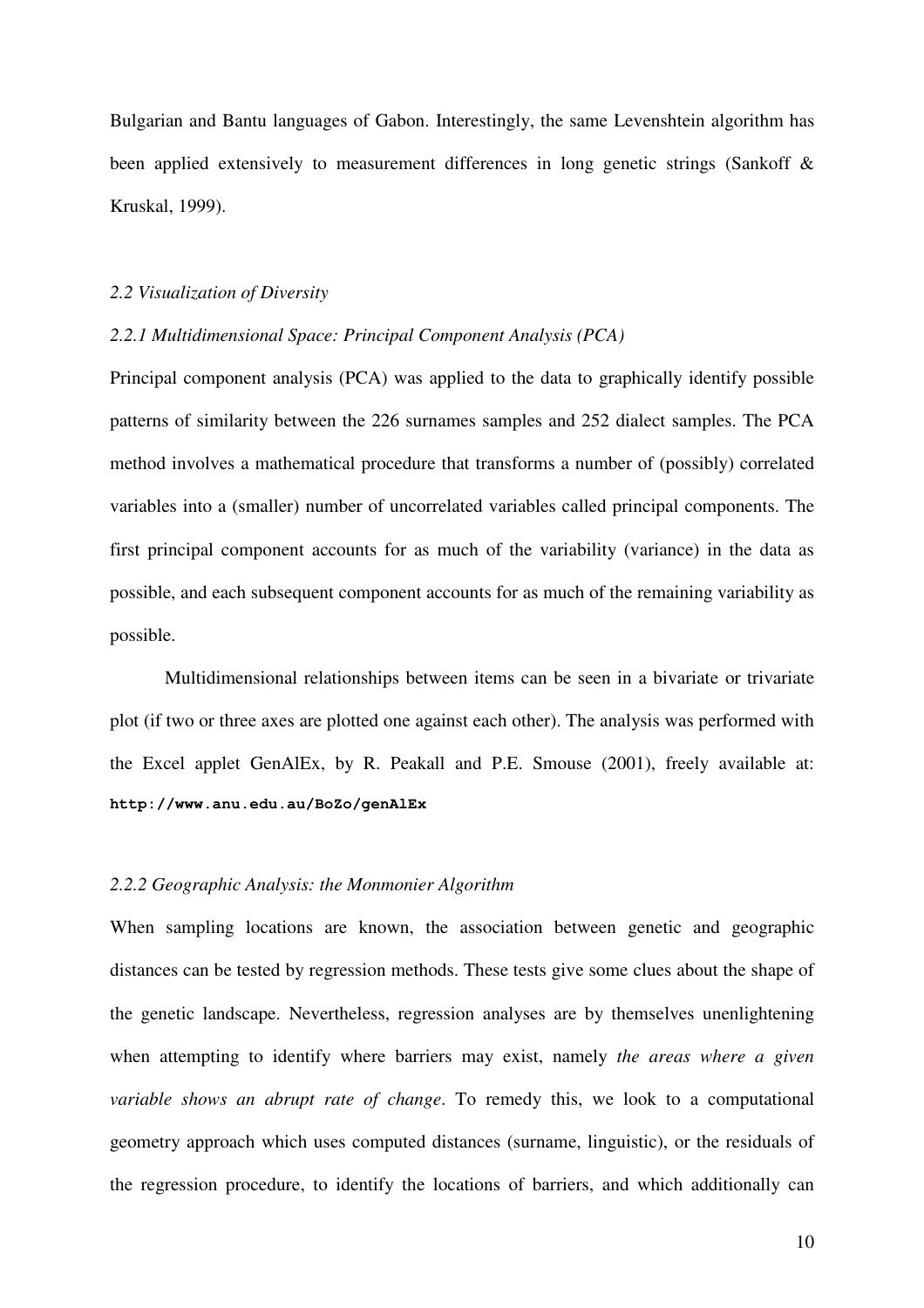Bulgarian and Bantu languages of Gabon. Interestingly, the same Levenshtein algorithm has been applied extensively to measurement differences in long genetic strings (Sankoff & Kruskal, 1999).

### *2.2 Visualization of Diversity*

#### *2.2.1 Multidimensional Space: Principal Component Analysis (PCA)*

Principal component analysis (PCA) was applied to the data to graphically identify possible patterns of similarity between the 226 surnames samples and 252 dialect samples. The PCA method involves a mathematical procedure that transforms a number of (possibly) correlated variables into a (smaller) number of uncorrelated variables called principal components. The first principal component accounts for as much of the variability (variance) in the data as possible, and each subsequent component accounts for as much of the remaining variability as possible.

Multidimensional relationships between items can be seen in a bivariate or trivariate plot (if two or three axes are plotted one against each other). The analysis was performed with the Excel applet GenAlEx, by R. Peakall and P.E. Smouse (2001), freely available at: **`http://www.anu.edu.au/BoZo/genAlEx`**

#### *2.2.2 Geographic Analysis: the Monmonier Algorithm*

When sampling locations are known, the association between genetic and geographic distances can be tested by regression methods. These tests give some clues about the shape of the genetic landscape. Nevertheless, regression analyses are by themselves unenlightening when attempting to identify where barriers may exist, namely *the areas where a given variable shows an abrupt rate of change*. To remedy this, we look to a computational geometry approach which uses computed distances (surname, linguistic), or the residuals of the regression procedure, to identify the locations of barriers, and which additionally can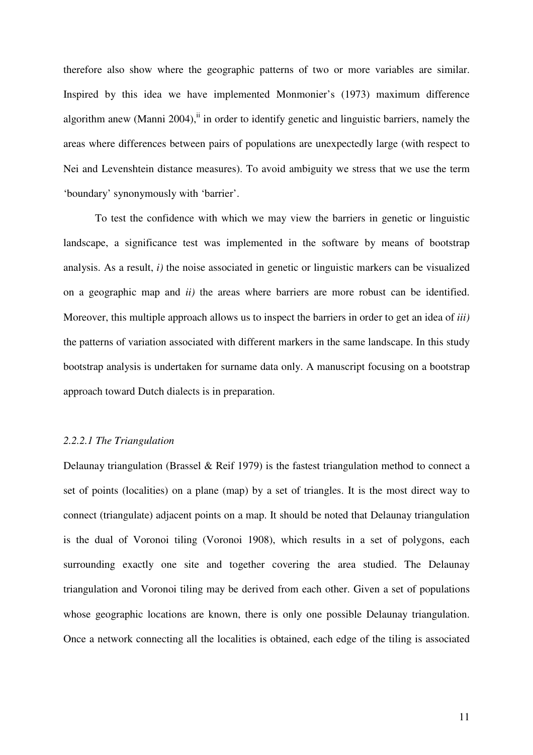therefore also show where the geographic patterns of two or more variables are similar. Inspired by this idea we have implemented Monmonier's (1973) maximum difference algorithm anew (Manni 2004),[ii] in order to identify genetic and linguistic barriers, namely the areas where differences between pairs of populations are unexpectedly large (with respect to Nei and Levenshtein distance measures). To avoid ambiguity we stress that we use the term 'boundary' synonymously with 'barrier'.

To test the confidence with which we may view the barriers in genetic or linguistic landscape, a significance test was implemented in the software by means of bootstrap analysis. As a result, *i)* the noise associated in genetic or linguistic markers can be visualized on a geographic map and *ii)* the areas where barriers are more robust can be identified. Moreover, this multiple approach allows us to inspect the barriers in order to get an idea of *iii)* the patterns of variation associated with different markers in the same landscape. In this study bootstrap analysis is undertaken for surname data only. A manuscript focusing on a bootstrap approach toward Dutch dialects is in preparation.

#### *2.2.2.1 The Triangulation*

Delaunay triangulation (Brassel & Reif 1979) is the fastest triangulation method to connect a set of points (localities) on a plane (map) by a set of triangles. It is the most direct way to connect (triangulate) adjacent points on a map. It should be noted that Delaunay triangulation is the dual of Voronoi tiling (Voronoi 1908), which results in a set of polygons, each surrounding exactly one site and together covering the area studied. The Delaunay triangulation and Voronoi tiling may be derived from each other. Given a set of populations whose geographic locations are known, there is only one possible Delaunay triangulation. Once a network connecting all the localities is obtained, each edge of the tiling is associated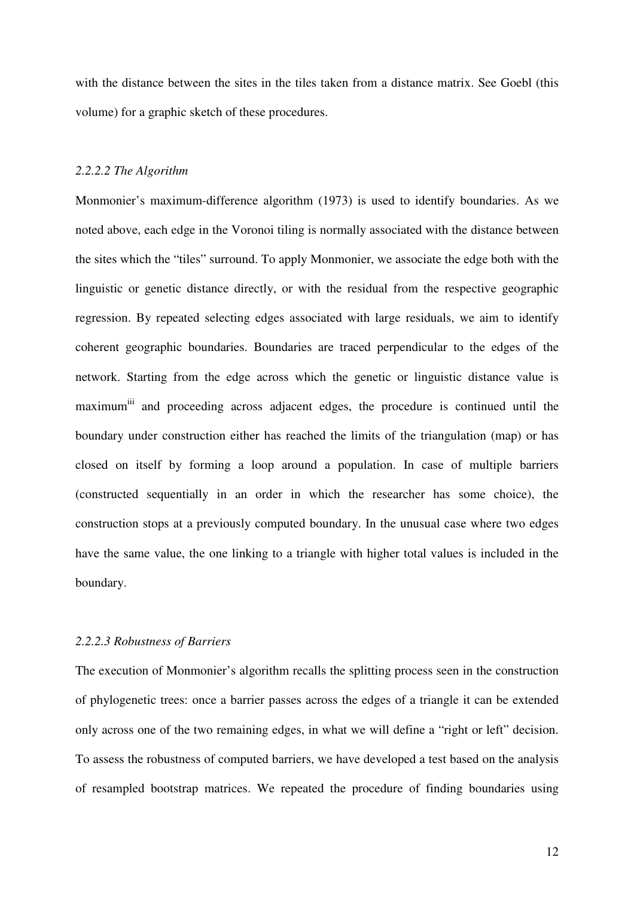with the distance between the sites in the tiles taken from a distance matrix. See Goebl (this volume) for a graphic sketch of these procedures.

*2.2.2.2 The Algorithm*

Monmonier's maximum-difference algorithm (1973) is used to identify boundaries. As we noted above, each edge in the Voronoi tiling is normally associated with the distance between the sites which the "tiles" surround. To apply Monmonier, we associate the edge both with the linguistic or genetic distance directly, or with the residual from the respective geographic regression. By repeated selecting edges associated with large residuals, we aim to identify coherent geographic boundaries. Boundaries are traced perpendicular to the edges of the network. Starting from the edge across which the genetic or linguistic distance value is maximum[iii] and proceeding across adjacent edges, the procedure is continued until the boundary under construction either has reached the limits of the triangulation (map) or has closed on itself by forming a loop around a population. In case of multiple barriers (constructed sequentially in an order in which the researcher has some choice), the construction stops at a previously computed boundary. In the unusual case where two edges have the same value, the one linking to a triangle with higher total values is included in the boundary.

*2.2.2.3 Robustness of Barriers*

The execution of Monmonier's algorithm recalls the splitting process seen in the construction of phylogenetic trees: once a barrier passes across the edges of a triangle it can be extended only across one of the two remaining edges, in what we will define a "right or left" decision. To assess the robustness of computed barriers, we have developed a test based on the analysis of resampled bootstrap matrices. We repeated the procedure of finding boundaries using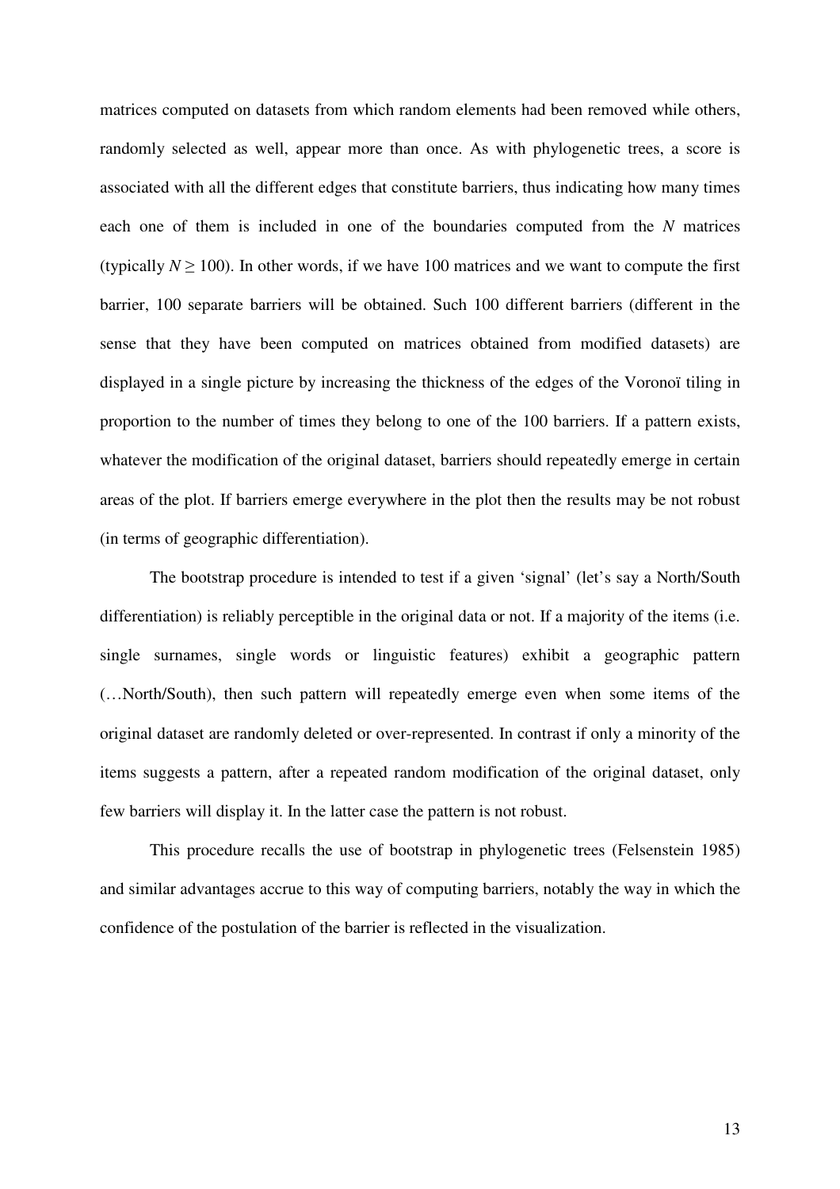matrices computed on datasets from which random elements had been removed while others, randomly selected as well, appear more than once. As with phylogenetic trees, a score is associated with all the different edges that constitute barriers, thus indicating how many times each one of them is included in one of the boundaries computed from the $N$ matrices (typically $N \geq 100$). In other words, if we have 100 matrices and we want to compute the first barrier, 100 separate barriers will be obtained. Such 100 different barriers (different in the sense that they have been computed on matrices obtained from modified datasets) are displayed in a single picture by increasing the thickness of the edges of the Voronoï tiling in proportion to the number of times they belong to one of the 100 barriers. If a pattern exists, whatever the modification of the original dataset, barriers should repeatedly emerge in certain areas of the plot. If barriers emerge everywhere in the plot then the results may be not robust (in terms of geographic differentiation).

The bootstrap procedure is intended to test if a given 'signal' (let's say a North/South differentiation) is reliably perceptible in the original data or not. If a majority of the items (i.e. single surnames, single words or linguistic features) exhibit a geographic pattern (…North/South), then such pattern will repeatedly emerge even when some items of the original dataset are randomly deleted or over-represented. In contrast if only a minority of the items suggests a pattern, after a repeated random modification of the original dataset, only few barriers will display it. In the latter case the pattern is not robust.

This procedure recalls the use of bootstrap in phylogenetic trees (Felsenstein 1985) and similar advantages accrue to this way of computing barriers, notably the way in which the confidence of the postulation of the barrier is reflected in the visualization.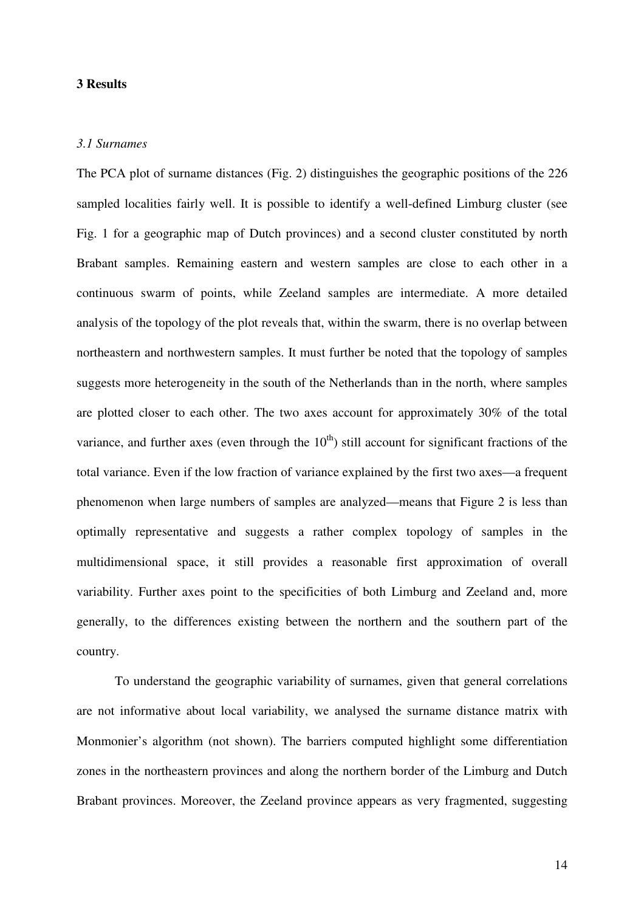## 3 Results

### *3.1 Surnames*

The PCA plot of surname distances (Fig. 2) distinguishes the geographic positions of the 226 sampled localities fairly well. It is possible to identify a well-defined Limburg cluster (see Fig. 1 for a geographic map of Dutch provinces) and a second cluster constituted by north Brabant samples. Remaining eastern and western samples are close to each other in a continuous swarm of points, while Zeeland samples are intermediate. A more detailed analysis of the topology of the plot reveals that, within the swarm, there is no overlap between northeastern and northwestern samples. It must further be noted that the topology of samples suggests more heterogeneity in the south of the Netherlands than in the north, where samples are plotted closer to each other. The two axes account for approximately 30% of the total variance, and further axes (even through the 10$^{th}$) still account for significant fractions of the total variance. Even if the low fraction of variance explained by the first two axes—a frequent phenomenon when large numbers of samples are analyzed—means that Figure 2 is less than optimally representative and suggests a rather complex topology of samples in the multidimensional space, it still provides a reasonable first approximation of overall variability. Further axes point to the specificities of both Limburg and Zeeland and, more generally, to the differences existing between the northern and the southern part of the country.

To understand the geographic variability of surnames, given that general correlations are not informative about local variability, we analysed the surname distance matrix with Monmonier's algorithm (not shown). The barriers computed highlight some differentiation zones in the northeastern provinces and along the northern border of the Limburg and Dutch Brabant provinces. Moreover, the Zeeland province appears as very fragmented, suggesting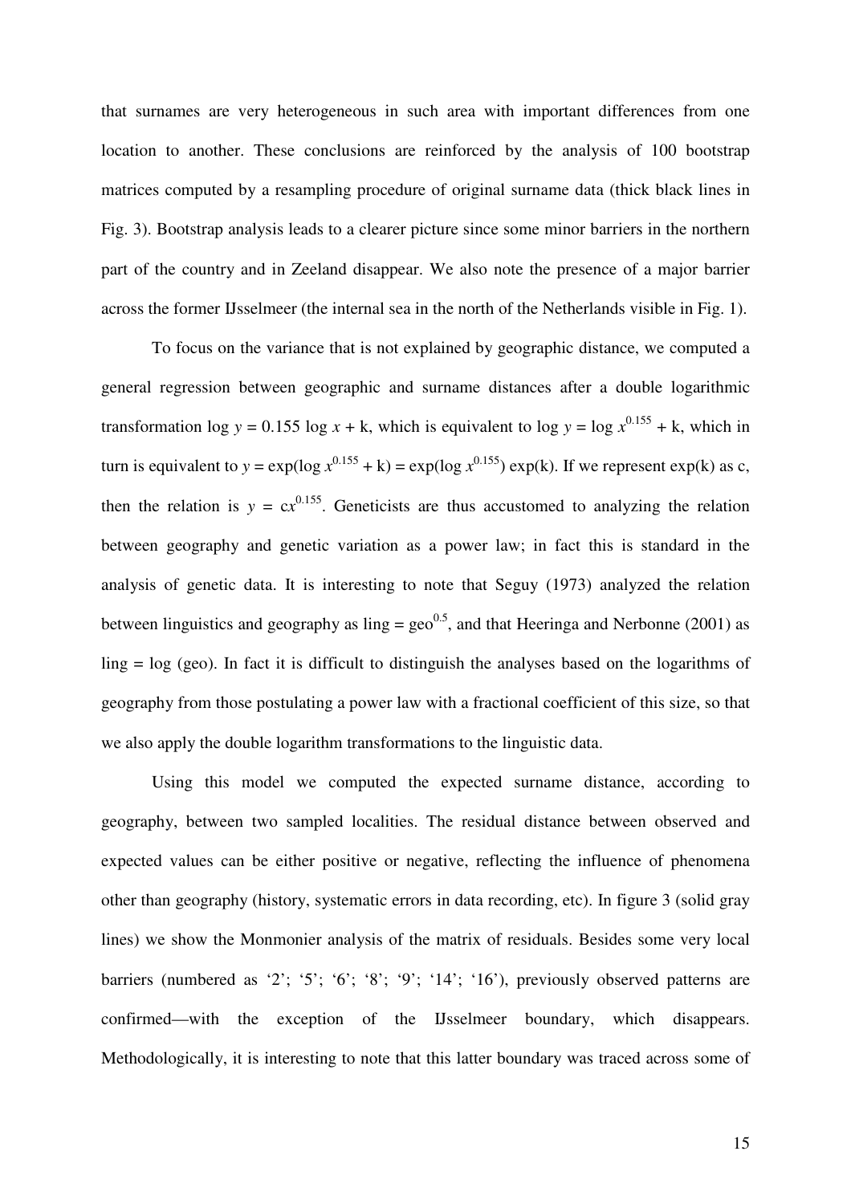that surnames are very heterogeneous in such area with important differences from one location to another. These conclusions are reinforced by the analysis of 100 bootstrap matrices computed by a resampling procedure of original surname data (thick black lines in Fig. 3). Bootstrap analysis leads to a clearer picture since some minor barriers in the northern part of the country and in Zeeland disappear. We also note the presence of a major barrier across the former IJsselmeer (the internal sea in the north of the Netherlands visible in Fig. 1).

To focus on the variance that is not explained by geographic distance, we computed a general regression between geographic and surname distances after a double logarithmic transformation $\log y = 0.155 \log x + k$, which is equivalent to $\log y = \log x^{0.155} + k$, which in turn is equivalent to $y = \exp(\log x^{0.155} + k) = \exp(\log x^{0.155}) \exp(k)$. If we represent exp(k) as c, then the relation is $y = cx^{0.155}$. Geneticists are thus accustomed to analyzing the relation between geography and genetic variation as a power law; in fact this is standard in the analysis of genetic data. It is interesting to note that Seguy (1973) analyzed the relation between linguistics and geography as $\text{ling} = \text{geo}^{0.5}$, and that Heeringa and Nerbonne (2001) as $\text{ling} = \log(\text{geo})$. In fact it is difficult to distinguish the analyses based on the logarithms of geography from those postulating a power law with a fractional coefficient of this size, so that we also apply the double logarithm transformations to the linguistic data.

Using this model we computed the expected surname distance, according to geography, between two sampled localities. The residual distance between observed and expected values can be either positive or negative, reflecting the influence of phenomena other than geography (history, systematic errors in data recording, etc). In figure 3 (solid gray lines) we show the Monmonier analysis of the matrix of residuals. Besides some very local barriers (numbered as '2'; '5'; '6'; '8'; '9'; '14'; '16'), previously observed patterns are confirmed—with the exception of the IJsselmeer boundary, which disappears. Methodologically, it is interesting to note that this latter boundary was traced across some of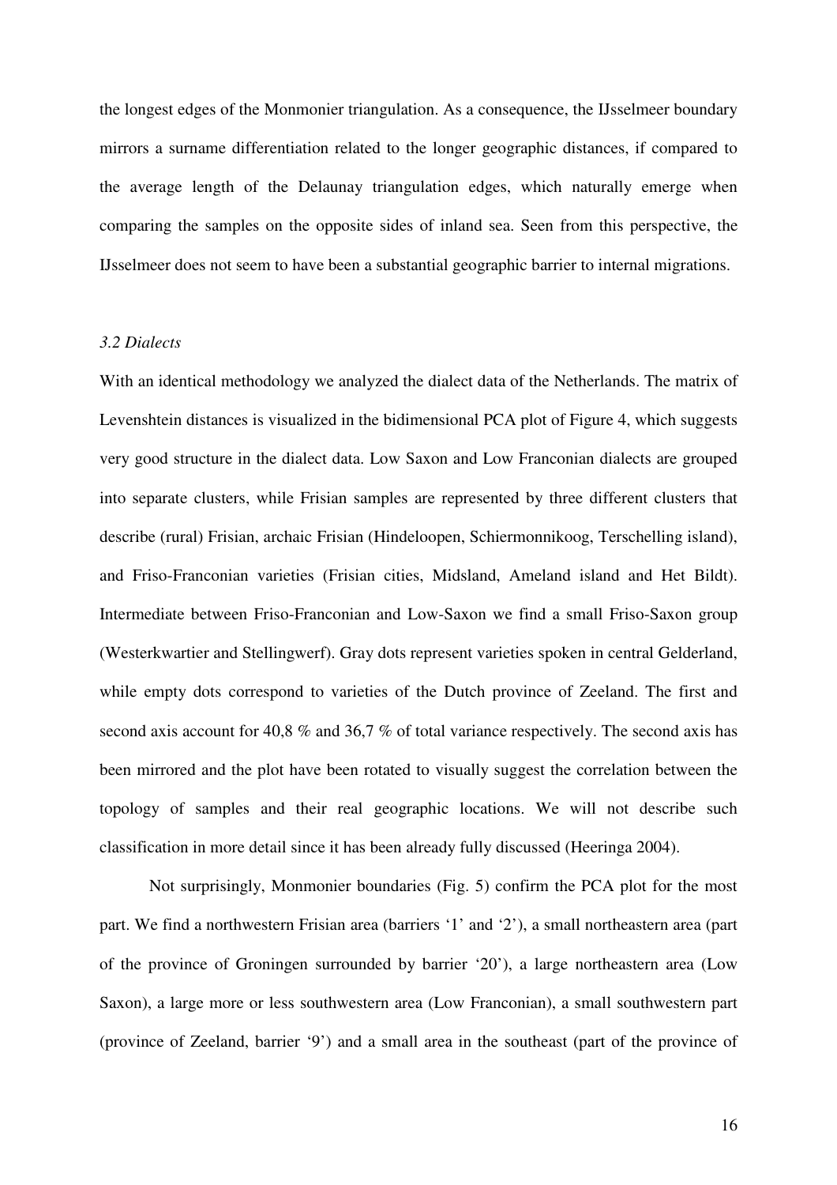the longest edges of the Monmonier triangulation. As a consequence, the IJsselmeer boundary mirrors a surname differentiation related to the longer geographic distances, if compared to the average length of the Delaunay triangulation edges, which naturally emerge when comparing the samples on the opposite sides of inland sea. Seen from this perspective, the IJsselmeer does not seem to have been a substantial geographic barrier to internal migrations.

### *3.2 Dialects*

With an identical methodology we analyzed the dialect data of the Netherlands. The matrix of Levenshtein distances is visualized in the bidimensional PCA plot of Figure 4, which suggests very good structure in the dialect data. Low Saxon and Low Franconian dialects are grouped into separate clusters, while Frisian samples are represented by three different clusters that describe (rural) Frisian, archaic Frisian (Hindeloopen, Schiermonnikoog, Terschelling island), and Friso-Franconian varieties (Frisian cities, Midsland, Ameland island and Het Bildt). Intermediate between Friso-Franconian and Low-Saxon we find a small Friso-Saxon group (Westerkwartier and Stellingwerf). Gray dots represent varieties spoken in central Gelderland, while empty dots correspond to varieties of the Dutch province of Zeeland. The first and second axis account for 40,8 % and 36,7 % of total variance respectively. The second axis has been mirrored and the plot have been rotated to visually suggest the correlation between the topology of samples and their real geographic locations. We will not describe such classification in more detail since it has been already fully discussed (Heeringa 2004).

Not surprisingly, Monmonier boundaries (Fig. 5) confirm the PCA plot for the most part. We find a northwestern Frisian area (barriers '1' and '2'), a small northeastern area (part of the province of Groningen surrounded by barrier '20'), a large northeastern area (Low Saxon), a large more or less southwestern area (Low Franconian), a small southwestern part (province of Zeeland, barrier '9') and a small area in the southeast (part of the province of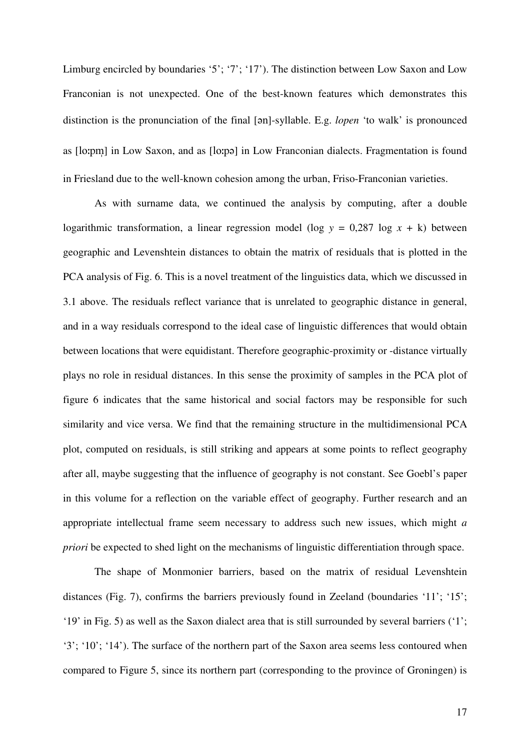Limburg encircled by boundaries '5'; '7'; '17'). The distinction between Low Saxon and Low Franconian is not unexpected. One of the best-known features which demonstrates this distinction is the pronunciation of the final [ən]-syllable. E.g. *lopen* 'to walk' is pronounced as [loːpm̩] in Low Saxon, and as [loːpə] in Low Franconian dialects. Fragmentation is found in Friesland due to the well-known cohesion among the urban, Friso-Franconian varieties.

As with surname data, we continued the analysis by computing, after a double logarithmic transformation, a linear regression model ($\log y = 0{,}287 \log x + k$) between geographic and Levenshtein distances to obtain the matrix of residuals that is plotted in the PCA analysis of Fig. 6. This is a novel treatment of the linguistics data, which we discussed in 3.1 above. The residuals reflect variance that is unrelated to geographic distance in general, and in a way residuals correspond to the ideal case of linguistic differences that would obtain between locations that were equidistant. Therefore geographic-proximity or -distance virtually plays no role in residual distances. In this sense the proximity of samples in the PCA plot of figure 6 indicates that the same historical and social factors may be responsible for such similarity and vice versa. We find that the remaining structure in the multidimensional PCA plot, computed on residuals, is still striking and appears at some points to reflect geography after all, maybe suggesting that the influence of geography is not constant. See Goebl's paper in this volume for a reflection on the variable effect of geography. Further research and an appropriate intellectual frame seem necessary to address such new issues, which might *a priori* be expected to shed light on the mechanisms of linguistic differentiation through space.

The shape of Monmonier barriers, based on the matrix of residual Levenshtein distances (Fig. 7), confirms the barriers previously found in Zeeland (boundaries '11'; '15'; '19' in Fig. 5) as well as the Saxon dialect area that is still surrounded by several barriers ('1'; '3'; '10'; '14'). The surface of the northern part of the Saxon area seems less contoured when compared to Figure 5, since its northern part (corresponding to the province of Groningen) is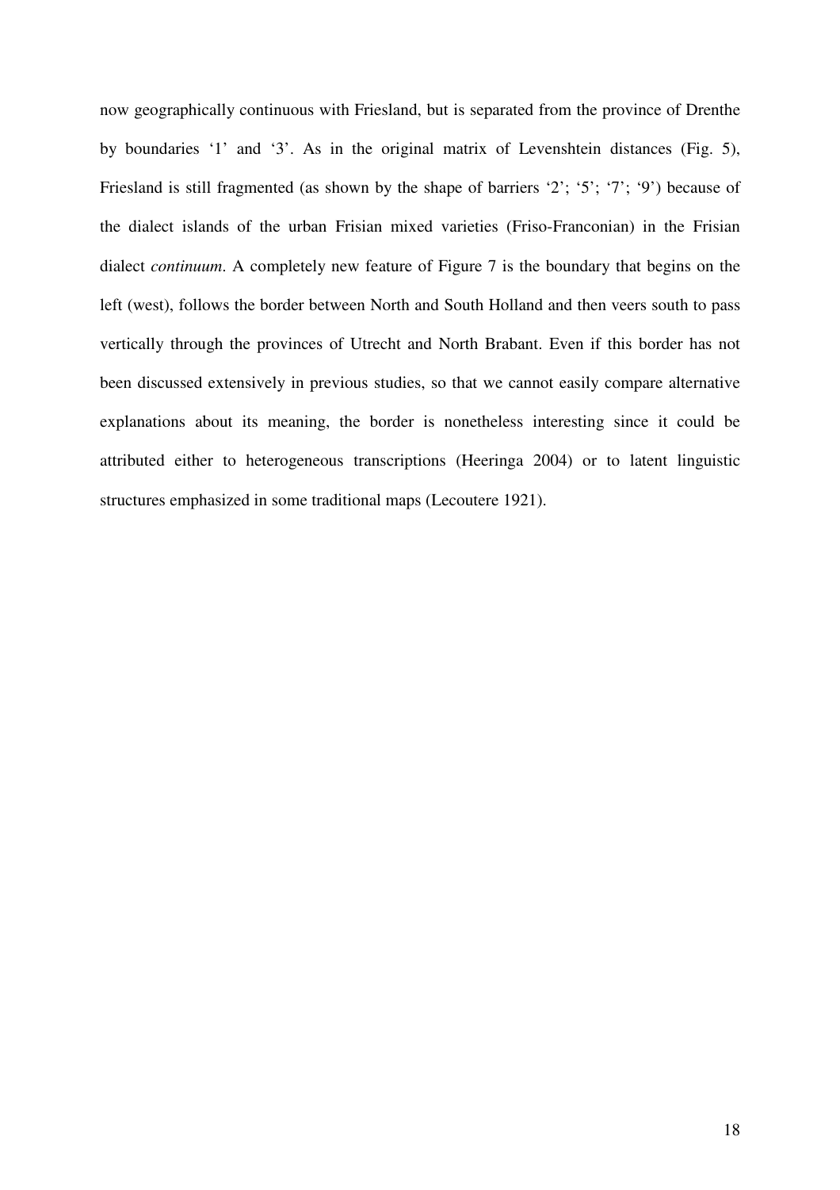now geographically continuous with Friesland, but is separated from the province of Drenthe by boundaries '1' and '3'. As in the original matrix of Levenshtein distances (Fig. 5), Friesland is still fragmented (as shown by the shape of barriers '2'; '5'; '7'; '9') because of the dialect islands of the urban Frisian mixed varieties (Friso-Franconian) in the Frisian dialect *continuum*. A completely new feature of Figure 7 is the boundary that begins on the left (west), follows the border between North and South Holland and then veers south to pass vertically through the provinces of Utrecht and North Brabant. Even if this border has not been discussed extensively in previous studies, so that we cannot easily compare alternative explanations about its meaning, the border is nonetheless interesting since it could be attributed either to heterogeneous transcriptions (Heeringa 2004) or to latent linguistic structures emphasized in some traditional maps (Lecoutere 1921).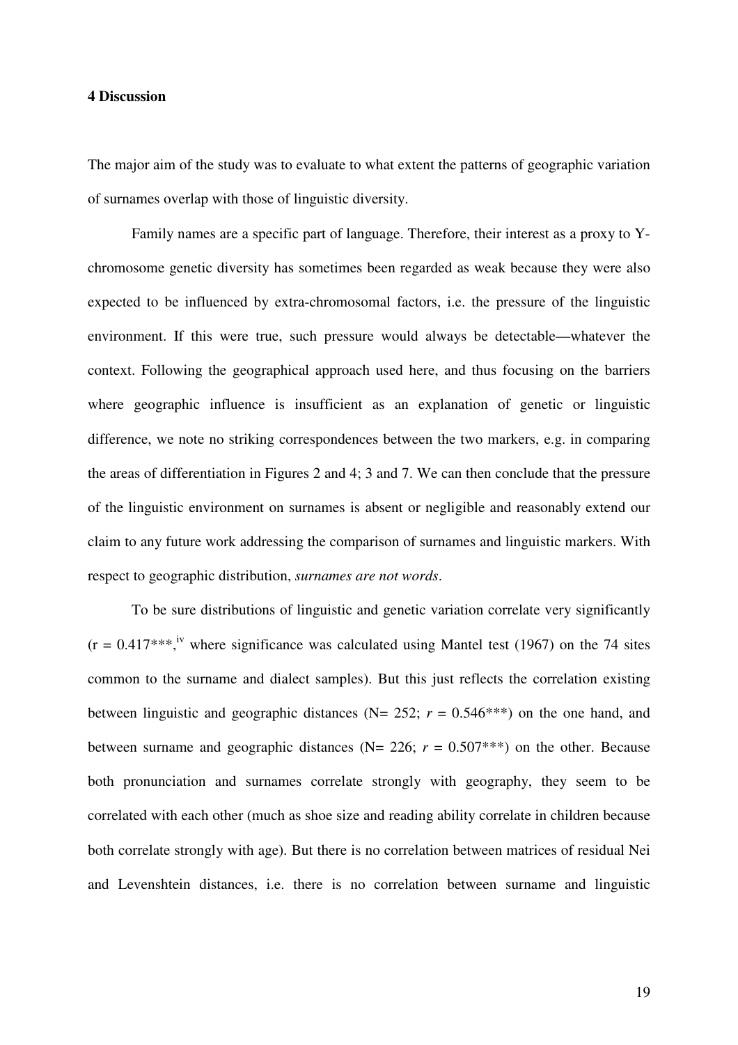## 4 Discussion

The major aim of the study was to evaluate to what extent the patterns of geographic variation of surnames overlap with those of linguistic diversity.

Family names are a specific part of language. Therefore, their interest as a proxy to Y-chromosome genetic diversity has sometimes been regarded as weak because they were also expected to be influenced by extra-chromosomal factors, i.e. the pressure of the linguistic environment. If this were true, such pressure would always be detectable—whatever the context. Following the geographical approach used here, and thus focusing on the barriers where geographic influence is insufficient as an explanation of genetic or linguistic difference, we note no striking correspondences between the two markers, e.g. in comparing the areas of differentiation in Figures 2 and 4; 3 and 7. We can then conclude that the pressure of the linguistic environment on surnames is absent or negligible and reasonably extend our claim to any future work addressing the comparison of surnames and linguistic markers. With respect to geographic distribution, *surnames are not words*.

To be sure distributions of linguistic and genetic variation correlate very significantly (r = 0.417***,[iv] where significance was calculated using Mantel test (1967) on the 74 sites common to the surname and dialect samples). But this just reflects the correlation existing between linguistic and geographic distances (N= 252; $r$ = 0.546***) on the one hand, and between surname and geographic distances (N= 226; $r$ = 0.507***) on the other. Because both pronunciation and surnames correlate strongly with geography, they seem to be correlated with each other (much as shoe size and reading ability correlate in children because both correlate strongly with age). But there is no correlation between matrices of residual Nei and Levenshtein distances, i.e. there is no correlation between surname and linguistic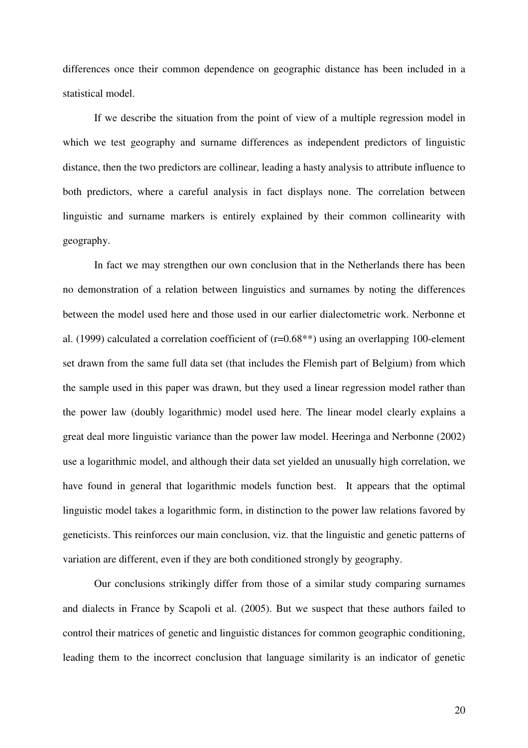differences once their common dependence on geographic distance has been included in a statistical model.

If we describe the situation from the point of view of a multiple regression model in which we test geography and surname differences as independent predictors of linguistic distance, then the two predictors are collinear, leading a hasty analysis to attribute influence to both predictors, where a careful analysis in fact displays none. The correlation between linguistic and surname markers is entirely explained by their common collinearity with geography.

In fact we may strengthen our own conclusion that in the Netherlands there has been no demonstration of a relation between linguistics and surnames by noting the differences between the model used here and those used in our earlier dialectometric work. Nerbonne et al. (1999) calculated a correlation coefficient of ($r$=0.68**) using an overlapping 100-element set drawn from the same full data set (that includes the Flemish part of Belgium) from which the sample used in this paper was drawn, but they used a linear regression model rather than the power law (doubly logarithmic) model used here. The linear model clearly explains a great deal more linguistic variance than the power law model. Heeringa and Nerbonne (2002) use a logarithmic model, and although their data set yielded an unusually high correlation, we have found in general that logarithmic models function best. It appears that the optimal linguistic model takes a logarithmic form, in distinction to the power law relations favored by geneticists. This reinforces our main conclusion, viz. that the linguistic and genetic patterns of variation are different, even if they are both conditioned strongly by geography.

Our conclusions strikingly differ from those of a similar study comparing surnames and dialects in France by Scapoli et al. (2005). But we suspect that these authors failed to control their matrices of genetic and linguistic distances for common geographic conditioning, leading them to the incorrect conclusion that language similarity is an indicator of genetic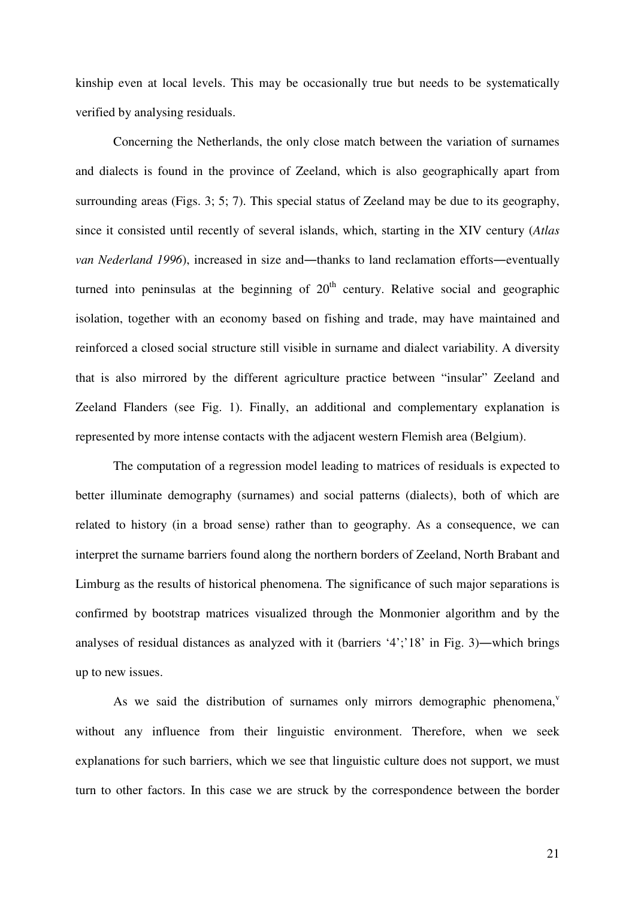kinship even at local levels. This may be occasionally true but needs to be systematically verified by analysing residuals.

Concerning the Netherlands, the only close match between the variation of surnames and dialects is found in the province of Zeeland, which is also geographically apart from surrounding areas (Figs. 3; 5; 7). This special status of Zeeland may be due to its geography, since it consisted until recently of several islands, which, starting in the XIV century (*Atlas van Nederland 1996*), increased in size and―thanks to land reclamation efforts―eventually turned into peninsulas at the beginning of 20$^{th}$ century. Relative social and geographic isolation, together with an economy based on fishing and trade, may have maintained and reinforced a closed social structure still visible in surname and dialect variability. A diversity that is also mirrored by the different agriculture practice between "insular" Zeeland and Zeeland Flanders (see Fig. 1). Finally, an additional and complementary explanation is represented by more intense contacts with the adjacent western Flemish area (Belgium).

The computation of a regression model leading to matrices of residuals is expected to better illuminate demography (surnames) and social patterns (dialects), both of which are related to history (in a broad sense) rather than to geography. As a consequence, we can interpret the surname barriers found along the northern borders of Zeeland, North Brabant and Limburg as the results of historical phenomena. The significance of such major separations is confirmed by bootstrap matrices visualized through the Monmonier algorithm and by the analyses of residual distances as analyzed with it (barriers '4';'18' in Fig. 3)―which brings up to new issues.

As we said the distribution of surnames only mirrors demographic phenomena,[v] without any influence from their linguistic environment. Therefore, when we seek explanations for such barriers, which we see that linguistic culture does not support, we must turn to other factors. In this case we are struck by the correspondence between the border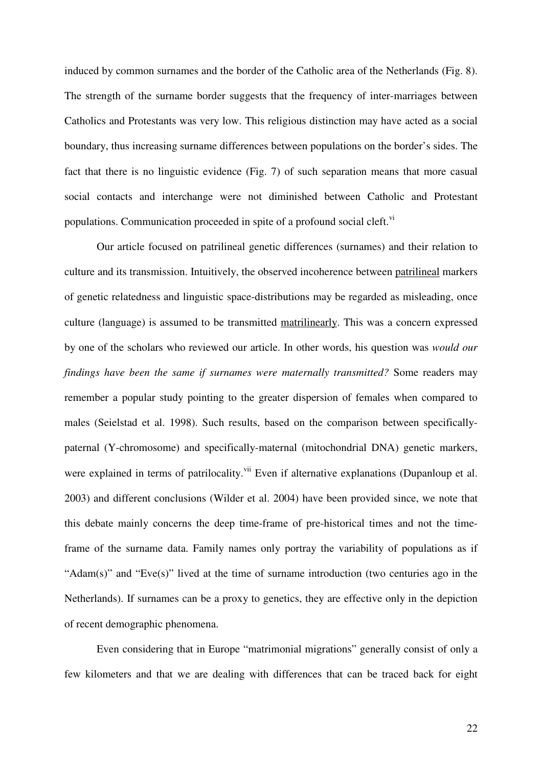induced by common surnames and the border of the Catholic area of the Netherlands (Fig. 8). The strength of the surname border suggests that the frequency of inter-marriages between Catholics and Protestants was very low. This religious distinction may have acted as a social boundary, thus increasing surname differences between populations on the border's sides. The fact that there is no linguistic evidence (Fig. 7) of such separation means that more casual social contacts and interchange were not diminished between Catholic and Protestant populations. Communication proceeded in spite of a profound social cleft.[vi]

Our article focused on patrilineal genetic differences (surnames) and their relation to culture and its transmission. Intuitively, the observed incoherence between <u>patrilineal</u> markers of genetic relatedness and linguistic space-distributions may be regarded as misleading, once culture (language) is assumed to be transmitted <u>matrilinearly</u>. This was a concern expressed by one of the scholars who reviewed our article. In other words, his question was *would our findings have been the same if surnames were maternally transmitted?* Some readers may remember a popular study pointing to the greater dispersion of females when compared to males (Seielstad et al. 1998). Such results, based on the comparison between specifically-paternal (Y-chromosome) and specifically-maternal (mitochondrial DNA) genetic markers, were explained in terms of patrilocality.[vii] Even if alternative explanations (Dupanloup et al. 2003) and different conclusions (Wilder et al. 2004) have been provided since, we note that this debate mainly concerns the deep time-frame of pre-historical times and not the time-frame of the surname data. Family names only portray the variability of populations as if "Adam(s)" and "Eve(s)" lived at the time of surname introduction (two centuries ago in the Netherlands). If surnames can be a proxy to genetics, they are effective only in the depiction of recent demographic phenomena.

Even considering that in Europe "matrimonial migrations" generally consist of only a few kilometers and that we are dealing with differences that can be traced back for eight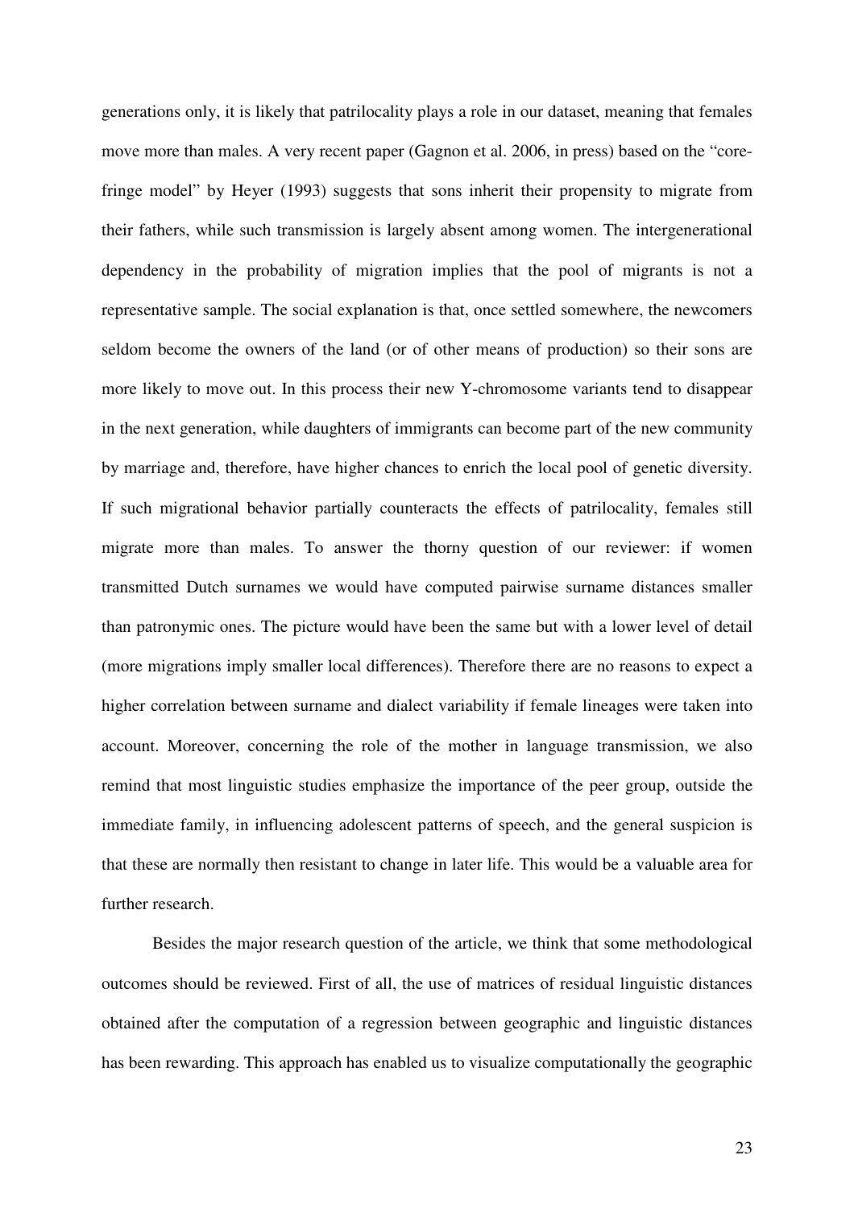generations only, it is likely that patrilocality plays a role in our dataset, meaning that females move more than males. A very recent paper (Gagnon et al. 2006, in press) based on the "core-fringe model" by Heyer (1993) suggests that sons inherit their propensity to migrate from their fathers, while such transmission is largely absent among women. The intergenerational dependency in the probability of migration implies that the pool of migrants is not a representative sample. The social explanation is that, once settled somewhere, the newcomers seldom become the owners of the land (or of other means of production) so their sons are more likely to move out. In this process their new Y-chromosome variants tend to disappear in the next generation, while daughters of immigrants can become part of the new community by marriage and, therefore, have higher chances to enrich the local pool of genetic diversity. If such migrational behavior partially counteracts the effects of patrilocality, females still migrate more than males. To answer the thorny question of our reviewer: if women transmitted Dutch surnames we would have computed pairwise surname distances smaller than patronymic ones. The picture would have been the same but with a lower level of detail (more migrations imply smaller local differences). Therefore there are no reasons to expect a higher correlation between surname and dialect variability if female lineages were taken into account. Moreover, concerning the role of the mother in language transmission, we also remind that most linguistic studies emphasize the importance of the peer group, outside the immediate family, in influencing adolescent patterns of speech, and the general suspicion is that these are normally then resistant to change in later life. This would be a valuable area for further research.

Besides the major research question of the article, we think that some methodological outcomes should be reviewed. First of all, the use of matrices of residual linguistic distances obtained after the computation of a regression between geographic and linguistic distances has been rewarding. This approach has enabled us to visualize computationally the geographic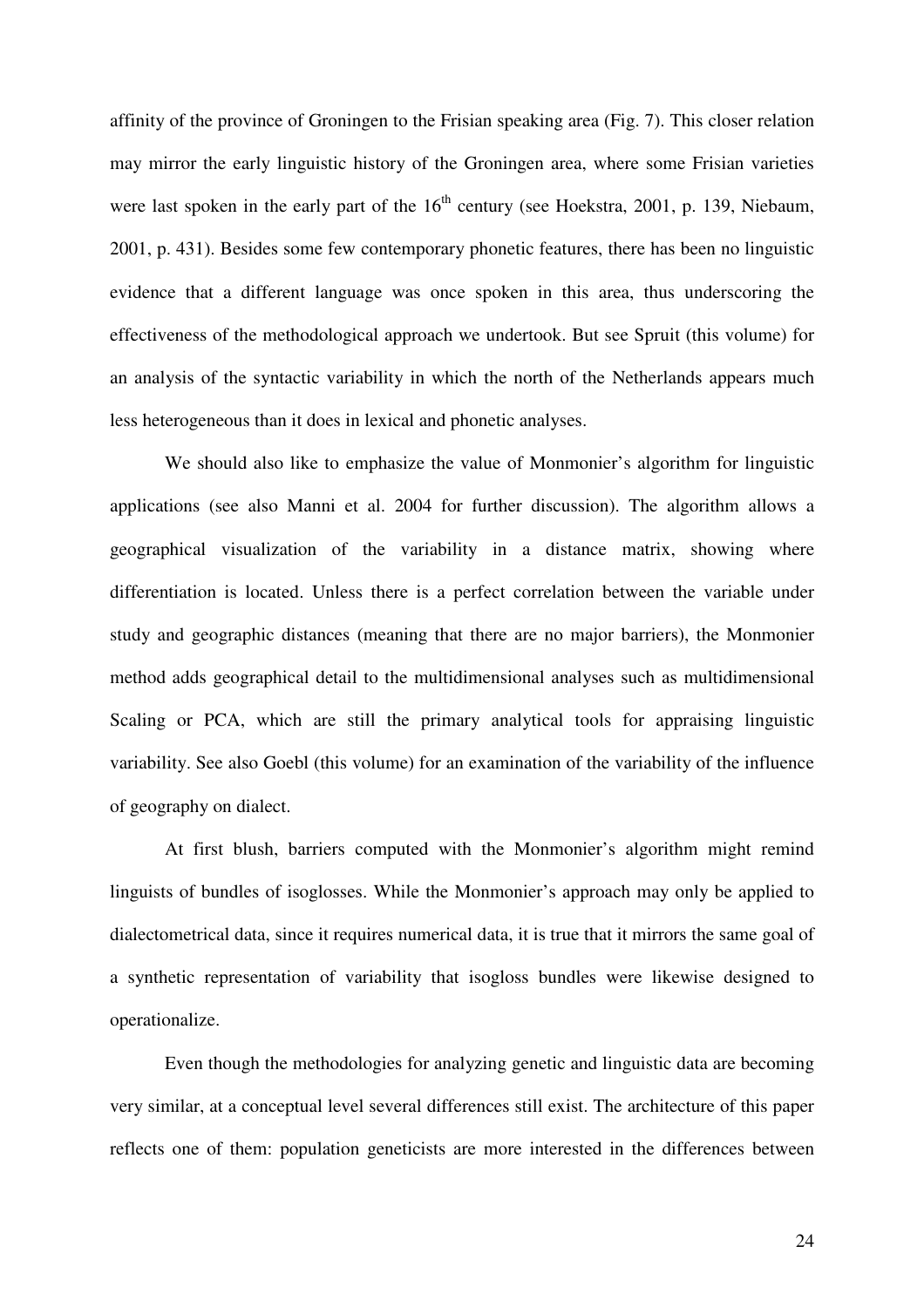affinity of the province of Groningen to the Frisian speaking area (Fig. 7). This closer relation may mirror the early linguistic history of the Groningen area, where some Frisian varieties were last spoken in the early part of the 16th century (see Hoekstra, 2001, p. 139, Niebaum, 2001, p. 431). Besides some few contemporary phonetic features, there has been no linguistic evidence that a different language was once spoken in this area, thus underscoring the effectiveness of the methodological approach we undertook. But see Spruit (this volume) for an analysis of the syntactic variability in which the north of the Netherlands appears much less heterogeneous than it does in lexical and phonetic analyses.

We should also like to emphasize the value of Monmonier's algorithm for linguistic applications (see also Manni et al. 2004 for further discussion). The algorithm allows a geographical visualization of the variability in a distance matrix, showing where differentiation is located. Unless there is a perfect correlation between the variable under study and geographic distances (meaning that there are no major barriers), the Monmonier method adds geographical detail to the multidimensional analyses such as multidimensional Scaling or PCA, which are still the primary analytical tools for appraising linguistic variability. See also Goebl (this volume) for an examination of the variability of the influence of geography on dialect.

At first blush, barriers computed with the Monmonier's algorithm might remind linguists of bundles of isoglosses. While the Monmonier's approach may only be applied to dialectometrical data, since it requires numerical data, it is true that it mirrors the same goal of a synthetic representation of variability that isogloss bundles were likewise designed to operationalize.

Even though the methodologies for analyzing genetic and linguistic data are becoming very similar, at a conceptual level several differences still exist. The architecture of this paper reflects one of them: population geneticists are more interested in the differences between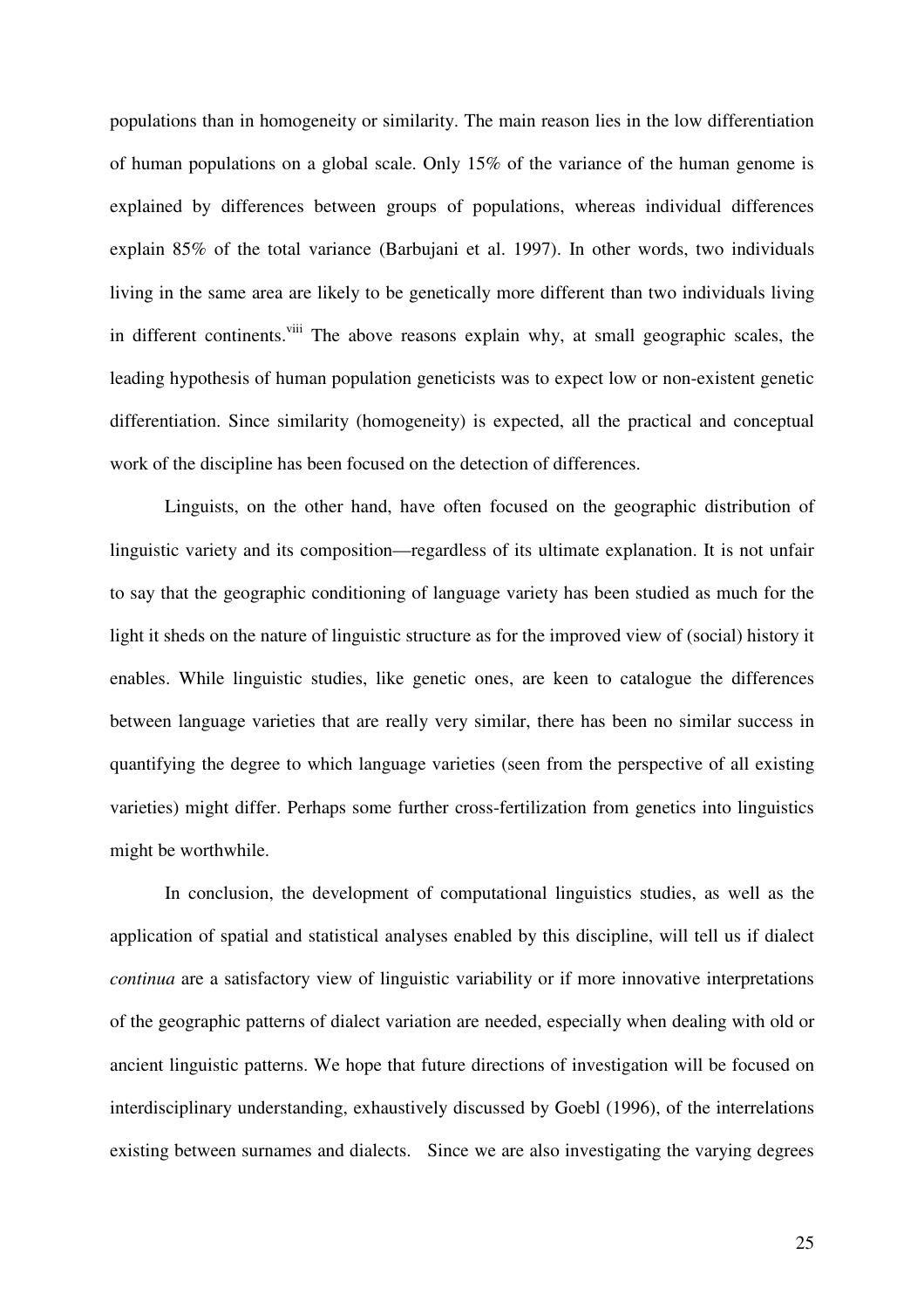populations than in homogeneity or similarity. The main reason lies in the low differentiation of human populations on a global scale. Only 15% of the variance of the human genome is explained by differences between groups of populations, whereas individual differences explain 85% of the total variance (Barbujani et al. 1997). In other words, two individuals living in the same area are likely to be genetically more different than two individuals living in different continents.[viii] The above reasons explain why, at small geographic scales, the leading hypothesis of human population geneticists was to expect low or non-existent genetic differentiation. Since similarity (homogeneity) is expected, all the practical and conceptual work of the discipline has been focused on the detection of differences.

Linguists, on the other hand, have often focused on the geographic distribution of linguistic variety and its composition—regardless of its ultimate explanation. It is not unfair to say that the geographic conditioning of language variety has been studied as much for the light it sheds on the nature of linguistic structure as for the improved view of (social) history it enables. While linguistic studies, like genetic ones, are keen to catalogue the differences between language varieties that are really very similar, there has been no similar success in quantifying the degree to which language varieties (seen from the perspective of all existing varieties) might differ. Perhaps some further cross-fertilization from genetics into linguistics might be worthwhile.

In conclusion, the development of computational linguistics studies, as well as the application of spatial and statistical analyses enabled by this discipline, will tell us if dialect *continua* are a satisfactory view of linguistic variability or if more innovative interpretations of the geographic patterns of dialect variation are needed, especially when dealing with old or ancient linguistic patterns. We hope that future directions of investigation will be focused on interdisciplinary understanding, exhaustively discussed by Goebl (1996), of the interrelations existing between surnames and dialects. Since we are also investigating the varying degrees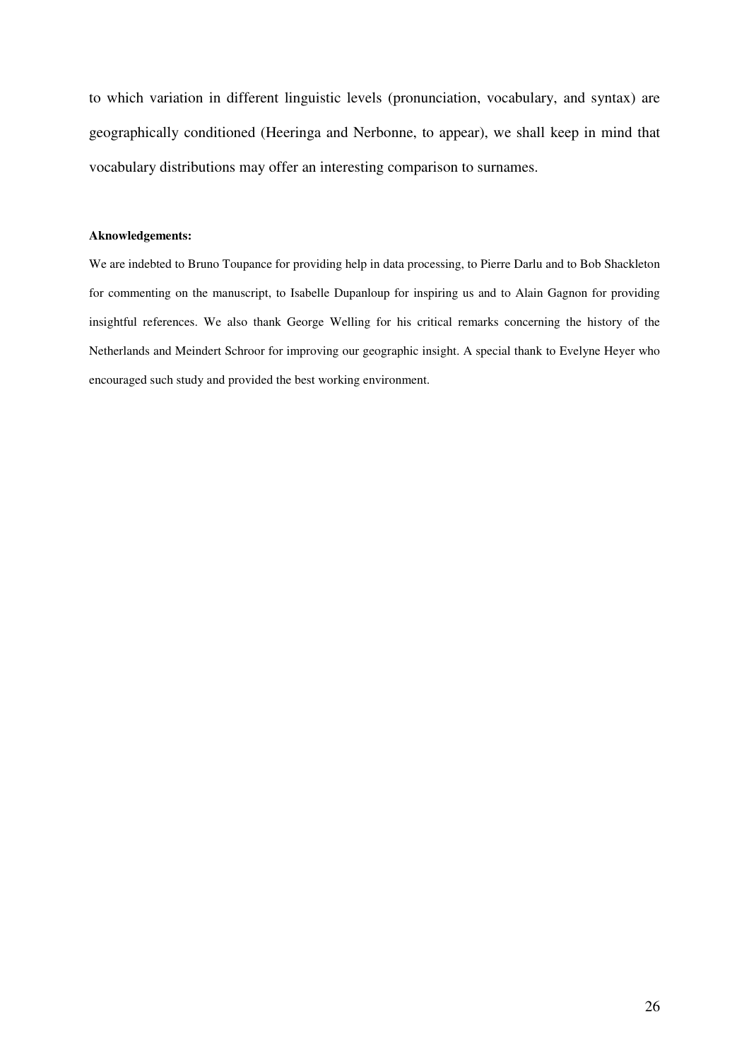to which variation in different linguistic levels (pronunciation, vocabulary, and syntax) are geographically conditioned (Heeringa and Nerbonne, to appear), we shall keep in mind that vocabulary distributions may offer an interesting comparison to surnames.

**Aknowledgements:**

We are indebted to Bruno Toupance for providing help in data processing, to Pierre Darlu and to Bob Shackleton for commenting on the manuscript, to Isabelle Dupanloup for inspiring us and to Alain Gagnon for providing insightful references. We also thank George Welling for his critical remarks concerning the history of the Netherlands and Meindert Schroor for improving our geographic insight. A special thank to Evelyne Heyer who encouraged such study and provided the best working environment.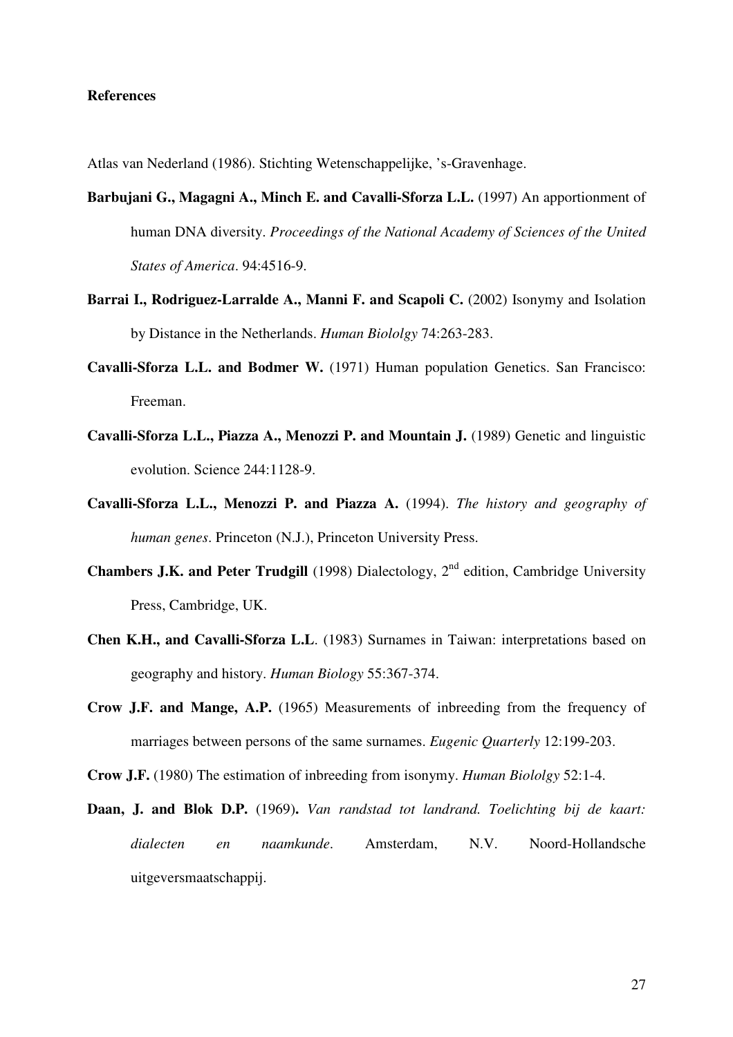**References**

Atlas van Nederland (1986). Stichting Wetenschappelijke, 's-Gravenhage.

**Barbujani G., Magagni A., Minch E. and Cavalli-Sforza L.L.** (1997) An apportionment of human DNA diversity. *Proceedings of the National Academy of Sciences of the United States of America*. 94:4516-9.

**Barrai I., Rodriguez-Larralde A., Manni F. and Scapoli C.** (2002) Isonymy and Isolation by Distance in the Netherlands. *Human Biololgy* 74:263-283.

**Cavalli-Sforza L.L. and Bodmer W.** (1971) Human population Genetics. San Francisco: Freeman.

**Cavalli-Sforza L.L., Piazza A., Menozzi P. and Mountain J.** (1989) Genetic and linguistic evolution. Science 244:1128-9.

**Cavalli-Sforza L.L., Menozzi P. and Piazza A.** (1994). *The history and geography of human genes*. Princeton (N.J.), Princeton University Press.

**Chambers J.K. and Peter Trudgill** (1998) Dialectology, 2nd edition, Cambridge University Press, Cambridge, UK.

**Chen K.H., and Cavalli-Sforza L.L**. (1983) Surnames in Taiwan: interpretations based on geography and history. *Human Biology* 55:367-374.

**Crow J.F. and Mange, A.P.** (1965) Measurements of inbreeding from the frequency of marriages between persons of the same surnames. *Eugenic Quarterly* 12:199-203.

**Crow J.F.** (1980) The estimation of inbreeding from isonymy. *Human Biololgy* 52:1-4.

**Daan, J. and Blok D.P.** (1969)**.** *Van randstad tot landrand. Toelichting bij de kaart: dialecten en naamkunde*. Amsterdam, N.V. Noord-Hollandsche uitgeversmaatschappij.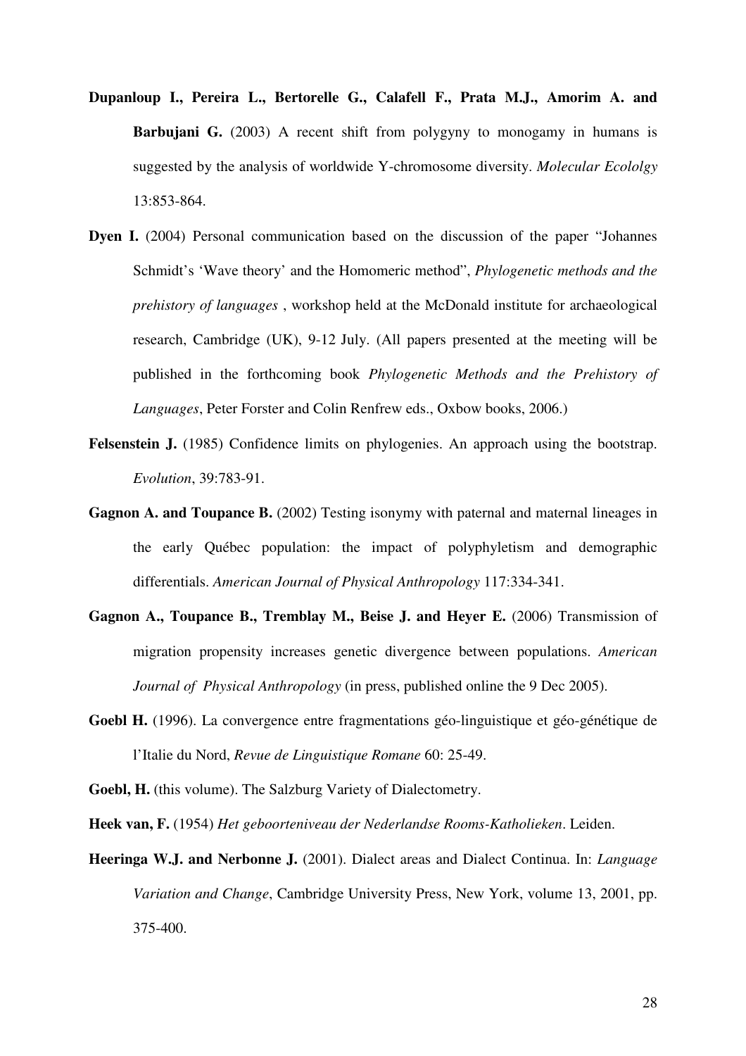**Dupanloup I., Pereira L., Bertorelle G., Calafell F., Prata M.J., Amorim A. and Barbujani G.** (2003) A recent shift from polygyny to monogamy in humans is suggested by the analysis of worldwide Y-chromosome diversity. *Molecular Ecololgy* 13:853-864.

**Dyen I.** (2004) Personal communication based on the discussion of the paper "Johannes Schmidt's 'Wave theory' and the Homomeric method", *Phylogenetic methods and the prehistory of languages* , workshop held at the McDonald institute for archaeological research, Cambridge (UK), 9-12 July. (All papers presented at the meeting will be published in the forthcoming book *Phylogenetic Methods and the Prehistory of Languages*, Peter Forster and Colin Renfrew eds., Oxbow books, 2006.)

**Felsenstein J.** (1985) Confidence limits on phylogenies. An approach using the bootstrap. *Evolution*, 39:783-91.

**Gagnon A. and Toupance B.** (2002) Testing isonymy with paternal and maternal lineages in the early Québec population: the impact of polyphyletism and demographic differentials. *American Journal of Physical Anthropology* 117:334-341.

**Gagnon A., Toupance B., Tremblay M., Beise J. and Heyer E.** (2006) Transmission of migration propensity increases genetic divergence between populations. *American Journal of Physical Anthropology* (in press, published online the 9 Dec 2005).

**Goebl H.** (1996). La convergence entre fragmentations géo-linguistique et géo-génétique de l'Italie du Nord, *Revue de Linguistique Romane* 60: 25-49.

**Goebl, H.** (this volume). The Salzburg Variety of Dialectometry.

**Heek van, F.** (1954) *Het geboorteniveau der Nederlandse Rooms-Katholieken*. Leiden.

**Heeringa W.J. and Nerbonne J.** (2001). Dialect areas and Dialect Continua. In: *Language Variation and Change*, Cambridge University Press, New York, volume 13, 2001, pp. 375-400.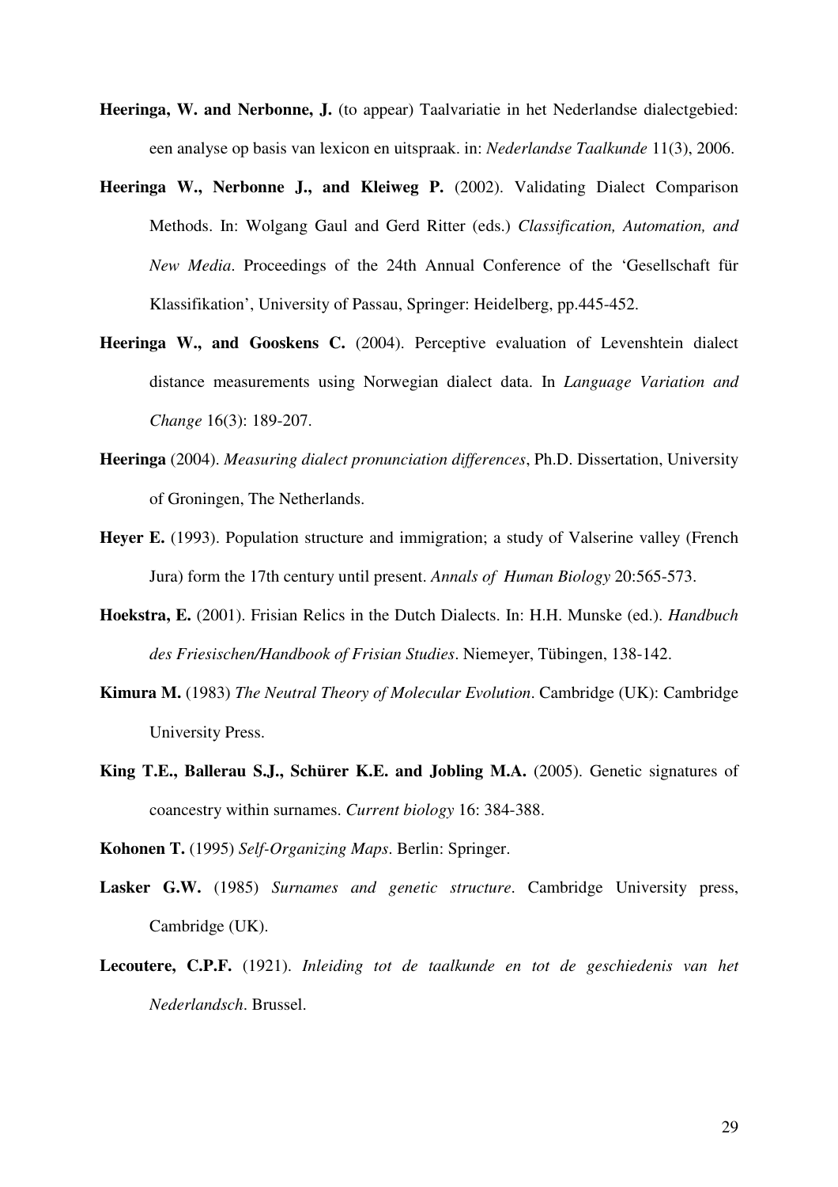**Heeringa, W. and Nerbonne, J.** (to appear) Taalvariatie in het Nederlandse dialectgebied: een analyse op basis van lexicon en uitspraak. in: *Nederlandse Taalkunde* 11(3), 2006.

**Heeringa W., Nerbonne J., and Kleiweg P.** (2002). Validating Dialect Comparison Methods. In: Wolgang Gaul and Gerd Ritter (eds.) *Classification, Automation, and New Media*. Proceedings of the 24th Annual Conference of the 'Gesellschaft für Klassifikation', University of Passau, Springer: Heidelberg, pp.445-452.

**Heeringa W., and Gooskens C.** (2004). Perceptive evaluation of Levenshtein dialect distance measurements using Norwegian dialect data. In *Language Variation and Change* 16(3): 189-207.

**Heeringa** (2004). *Measuring dialect pronunciation differences*, Ph.D. Dissertation, University of Groningen, The Netherlands.

**Heyer E.** (1993). Population structure and immigration; a study of Valserine valley (French Jura) form the 17th century until present. *Annals of Human Biology* 20:565-573.

**Hoekstra, E.** (2001). Frisian Relics in the Dutch Dialects. In: H.H. Munske (ed.). *Handbuch des Friesischen/Handbook of Frisian Studies*. Niemeyer, Tübingen, 138-142.

**Kimura M.** (1983) *The Neutral Theory of Molecular Evolution*. Cambridge (UK): Cambridge University Press.

**King T.E., Ballerau S.J., Schürer K.E. and Jobling M.A.** (2005). Genetic signatures of coancestry within surnames. *Current biology* 16: 384-388.

**Kohonen T.** (1995) *Self-Organizing Maps*. Berlin: Springer.

**Lasker G.W.** (1985) *Surnames and genetic structure*. Cambridge University press, Cambridge (UK).

**Lecoutere, C.P.F.** (1921). *Inleiding tot de taalkunde en tot de geschiedenis van het Nederlandsch*. Brussel.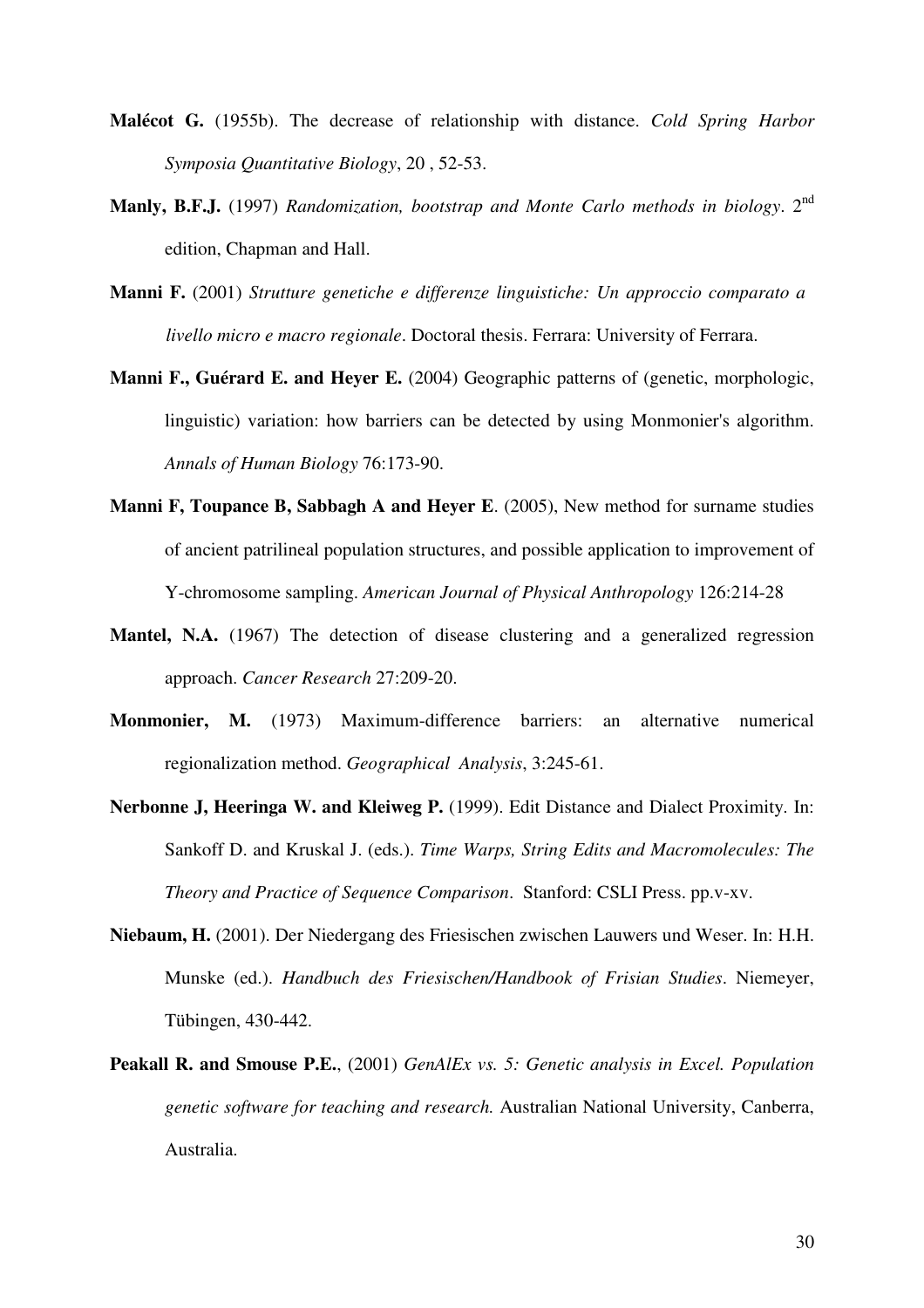**Malécot G.** (1955b). The decrease of relationship with distance. *Cold Spring Harbor Symposia Quantitative Biology*, 20 , 52-53.

**Manly, B.F.J.** (1997) *Randomization, bootstrap and Monte Carlo methods in biology*. 2nd edition, Chapman and Hall.

**Manni F.** (2001) *Strutture genetiche e differenze linguistiche: Un approccio comparato a livello micro e macro regionale*. Doctoral thesis. Ferrara: University of Ferrara.

**Manni F., Guérard E. and Heyer E.** (2004) Geographic patterns of (genetic, morphologic, linguistic) variation: how barriers can be detected by using Monmonier's algorithm. *Annals of Human Biology* 76:173-90.

**Manni F, Toupance B, Sabbagh A and Heyer E**. (2005), New method for surname studies of ancient patrilineal population structures, and possible application to improvement of Y-chromosome sampling. *American Journal of Physical Anthropology* 126:214-28

**Mantel, N.A.** (1967) The detection of disease clustering and a generalized regression approach. *Cancer Research* 27:209-20.

**Monmonier, M.** (1973) Maximum-difference barriers: an alternative numerical regionalization method. *Geographical Analysis*, 3:245-61.

**Nerbonne J, Heeringa W. and Kleiweg P.** (1999). Edit Distance and Dialect Proximity. In: Sankoff D. and Kruskal J. (eds.). *Time Warps, String Edits and Macromolecules: The Theory and Practice of Sequence Comparison*. Stanford: CSLI Press. pp.v-xv.

**Niebaum, H.** (2001). Der Niedergang des Friesischen zwischen Lauwers und Weser. In: H.H. Munske (ed.). *Handbuch des Friesischen/Handbook of Frisian Studies*. Niemeyer, Tübingen, 430-442.

**Peakall R. and Smouse P.E.**, (2001) *GenAlEx vs. 5: Genetic analysis in Excel. Population genetic software for teaching and research.* Australian National University, Canberra, Australia.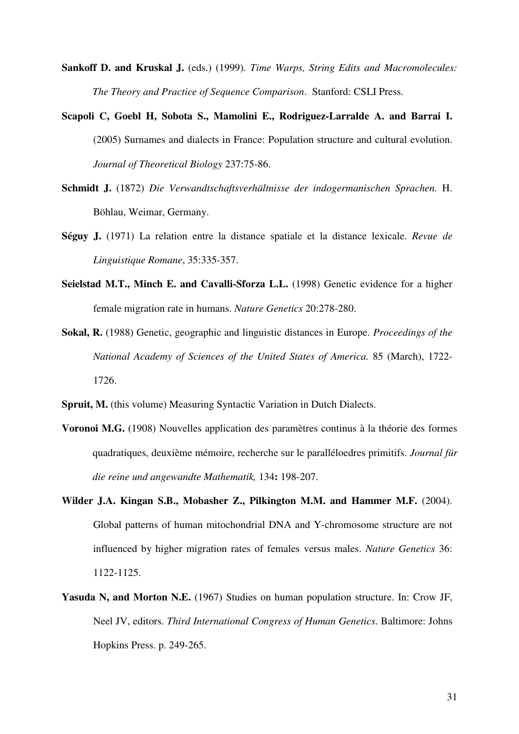**Sankoff D. and Kruskal J.** (eds.) (1999). *Time Warps, String Edits and Macromolecules: The Theory and Practice of Sequence Comparison*. Stanford: CSLI Press.

**Scapoli C, Goebl H, Sobota S., Mamolini E., Rodriguez-Larralde A. and Barrai I.** (2005) Surnames and dialects in France: Population structure and cultural evolution. *Journal of Theoretical Biology* 237:75-86.

**Schmidt J.** (1872) *Die Verwandtschaftsverhältnisse der indogermanischen Sprachen.* H. Böhlau, Weimar, Germany.

**Séguy J.** (1971) La relation entre la distance spatiale et la distance lexicale. *Revue de Linguistique Romane*, 35:335-357.

**Seielstad M.T., Minch E. and Cavalli-Sforza L.L.** (1998) Genetic evidence for a higher female migration rate in humans. *Nature Genetics* 20:278-280.

**Sokal, R.** (1988) Genetic, geographic and linguistic distances in Europe. *Proceedings of the National Academy of Sciences of the United States of America.* 85 (March), 1722-1726.

**Spruit, M.** (this volume) Measuring Syntactic Variation in Dutch Dialects.

**Voronoi M.G.** (1908) Nouvelles application des paramètres continus à la théorie des formes quadratiques, deuxième mémoire, recherche sur le paralléloedres primitifs. *Journal für die reine und angewandte Mathematik,* 134**:** 198-207.

**Wilder J.A. Kingan S.B., Mobasher Z., Pilkington M.M. and Hammer M.F.** (2004). Global patterns of human mitochondrial DNA and Y-chromosome structure are not influenced by higher migration rates of females versus males. *Nature Genetics* 36: 1122-1125.

**Yasuda N, and Morton N.E.** (1967) Studies on human population structure. In: Crow JF, Neel JV, editors. *Third International Congress of Human Genetics*. Baltimore: Johns Hopkins Press. p. 249-265.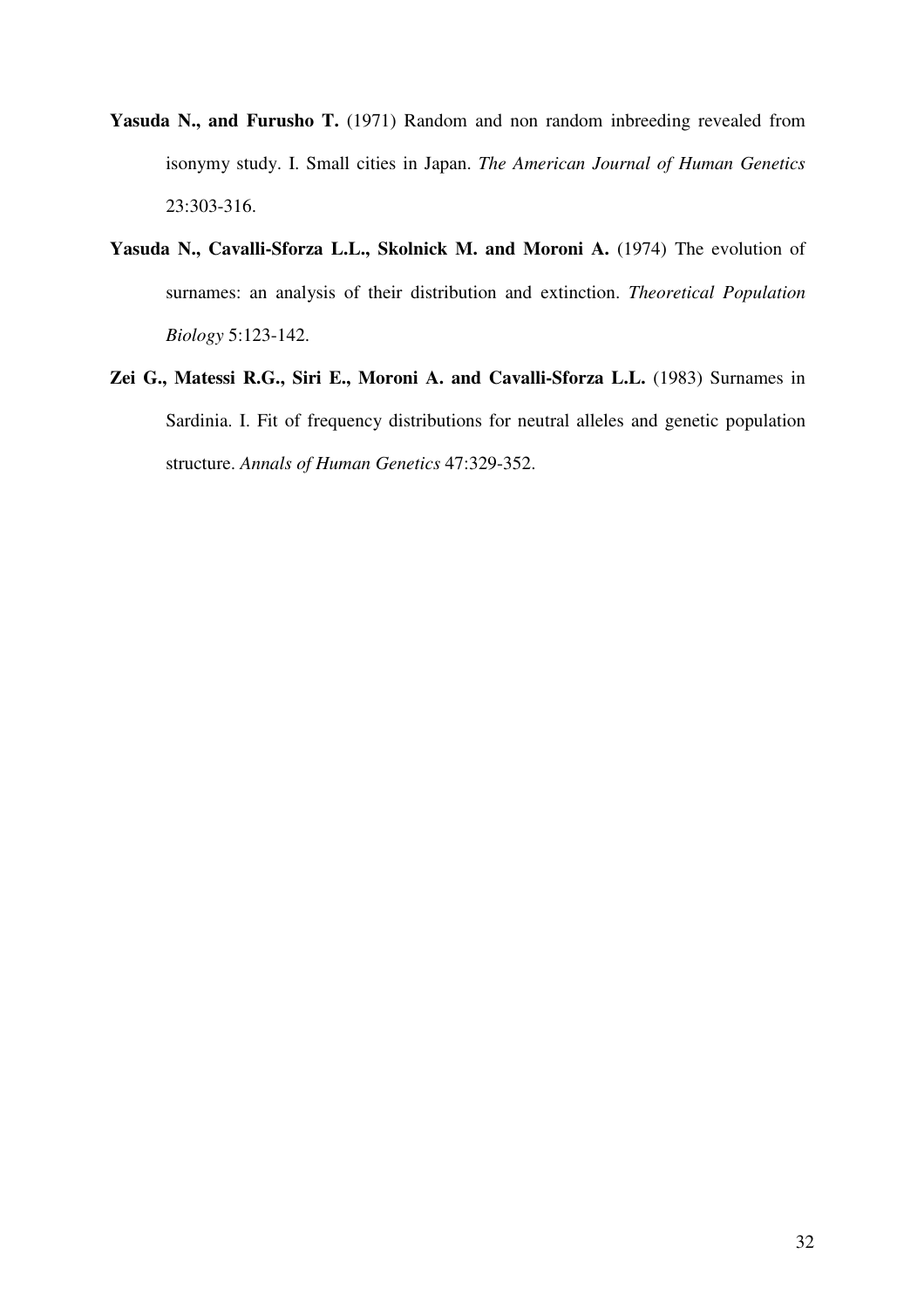**Yasuda N., and Furusho T.** (1971) Random and non random inbreeding revealed from isonymy study. I. Small cities in Japan. *The American Journal of Human Genetics* 23:303-316.

**Yasuda N., Cavalli-Sforza L.L., Skolnick M. and Moroni A.** (1974) The evolution of surnames: an analysis of their distribution and extinction. *Theoretical Population Biology* 5:123-142.

**Zei G., Matessi R.G., Siri E., Moroni A. and Cavalli-Sforza L.L.** (1983) Surnames in Sardinia. I. Fit of frequency distributions for neutral alleles and genetic population structure. *Annals of Human Genetics* 47:329-352.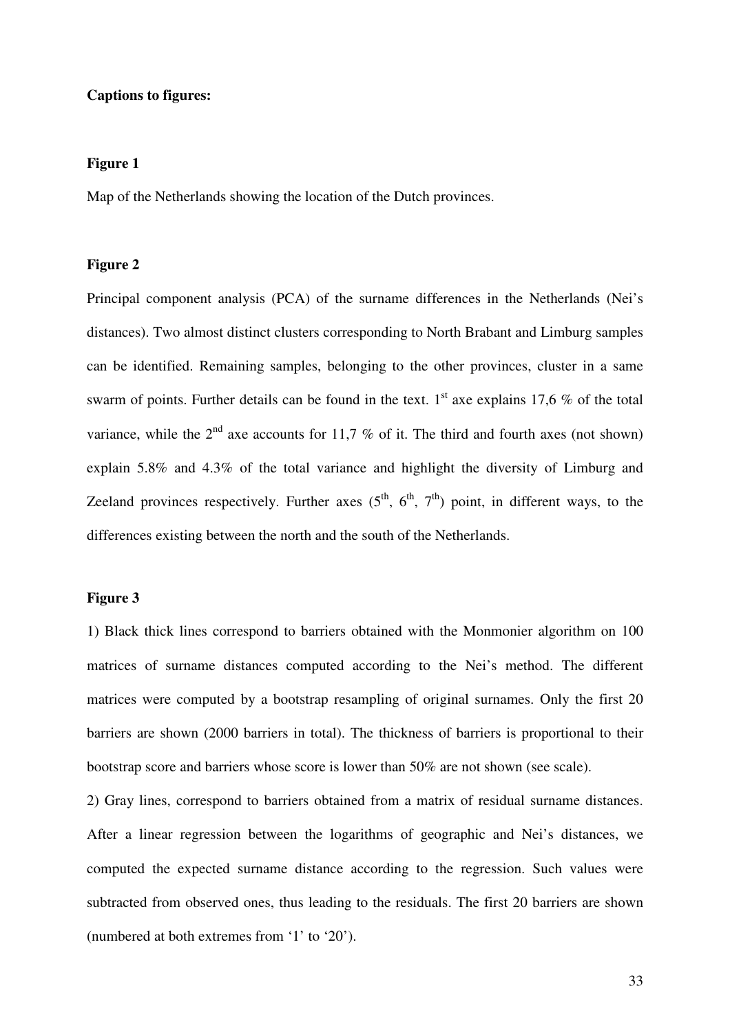**Captions to figures:**

**Figure 1**

Map of the Netherlands showing the location of the Dutch provinces.

**Figure 2**

Principal component analysis (PCA) of the surname differences in the Netherlands (Nei's distances). Two almost distinct clusters corresponding to North Brabant and Limburg samples can be identified. Remaining samples, belonging to the other provinces, cluster in a same swarm of points. Further details can be found in the text. 1st axe explains 17,6 % of the total variance, while the 2nd axe accounts for 11,7 % of it. The third and fourth axes (not shown) explain 5.8% and 4.3% of the total variance and highlight the diversity of Limburg and Zeeland provinces respectively. Further axes (5th, 6th, 7th) point, in different ways, to the differences existing between the north and the south of the Netherlands.

**Figure 3**

1) Black thick lines correspond to barriers obtained with the Monmonier algorithm on 100 matrices of surname distances computed according to the Nei's method. The different matrices were computed by a bootstrap resampling of original surnames. Only the first 20 barriers are shown (2000 barriers in total). The thickness of barriers is proportional to their bootstrap score and barriers whose score is lower than 50% are not shown (see scale).

2) Gray lines, correspond to barriers obtained from a matrix of residual surname distances. After a linear regression between the logarithms of geographic and Nei's distances, we computed the expected surname distance according to the regression. Such values were subtracted from observed ones, thus leading to the residuals. The first 20 barriers are shown (numbered at both extremes from '1' to '20').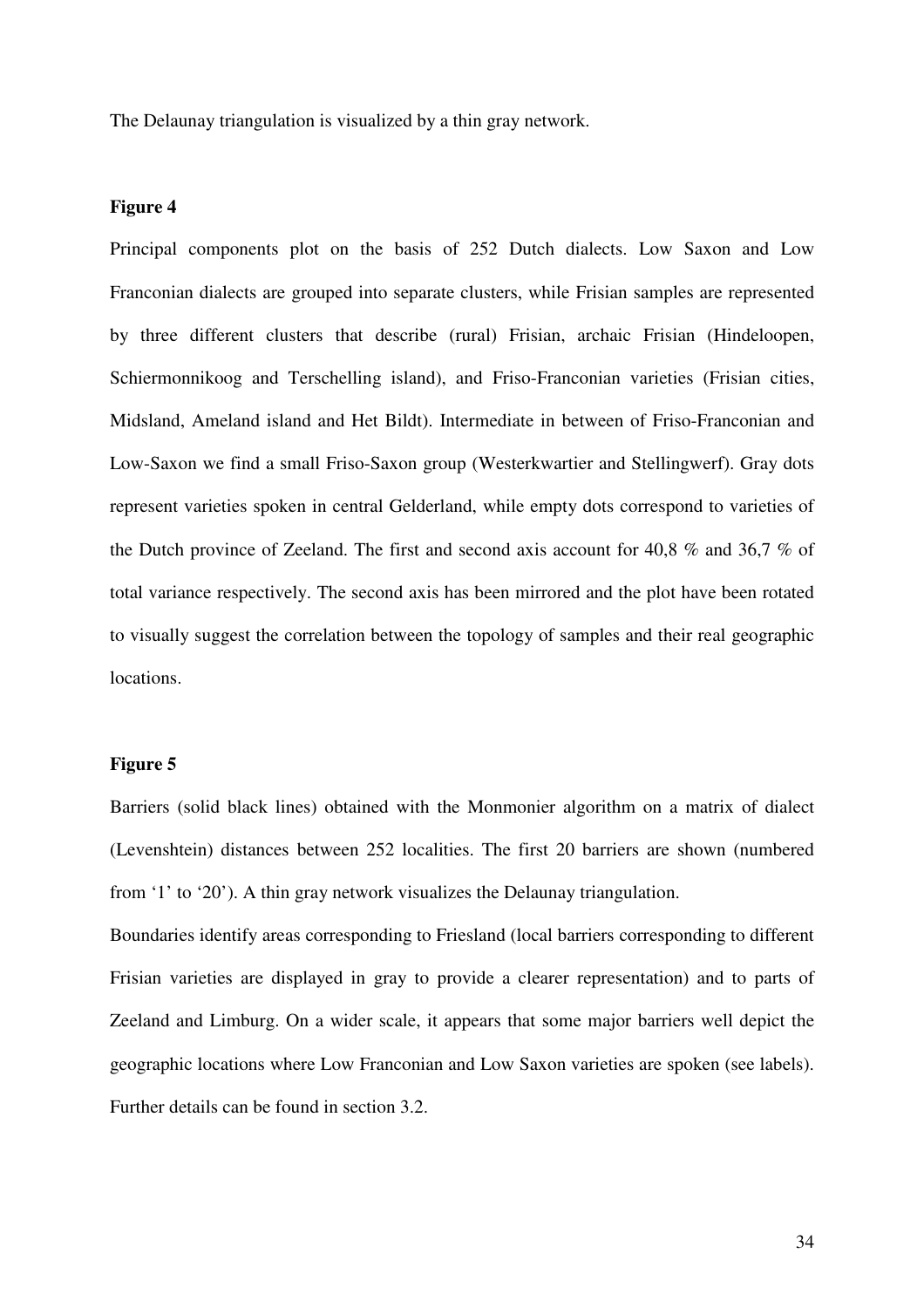The Delaunay triangulation is visualized by a thin gray network.

**Figure 4**

Principal components plot on the basis of 252 Dutch dialects. Low Saxon and Low Franconian dialects are grouped into separate clusters, while Frisian samples are represented by three different clusters that describe (rural) Frisian, archaic Frisian (Hindeloopen, Schiermonnikoog and Terschelling island), and Friso-Franconian varieties (Frisian cities, Midsland, Ameland island and Het Bildt). Intermediate in between of Friso-Franconian and Low-Saxon we find a small Friso-Saxon group (Westerkwartier and Stellingwerf). Gray dots represent varieties spoken in central Gelderland, while empty dots correspond to varieties of the Dutch province of Zeeland. The first and second axis account for 40,8 % and 36,7 % of total variance respectively. The second axis has been mirrored and the plot have been rotated to visually suggest the correlation between the topology of samples and their real geographic locations.

**Figure 5**

Barriers (solid black lines) obtained with the Monmonier algorithm on a matrix of dialect (Levenshtein) distances between 252 localities. The first 20 barriers are shown (numbered from '1' to '20'). A thin gray network visualizes the Delaunay triangulation.

Boundaries identify areas corresponding to Friesland (local barriers corresponding to different Frisian varieties are displayed in gray to provide a clearer representation) and to parts of Zeeland and Limburg. On a wider scale, it appears that some major barriers well depict the geographic locations where Low Franconian and Low Saxon varieties are spoken (see labels). Further details can be found in section 3.2.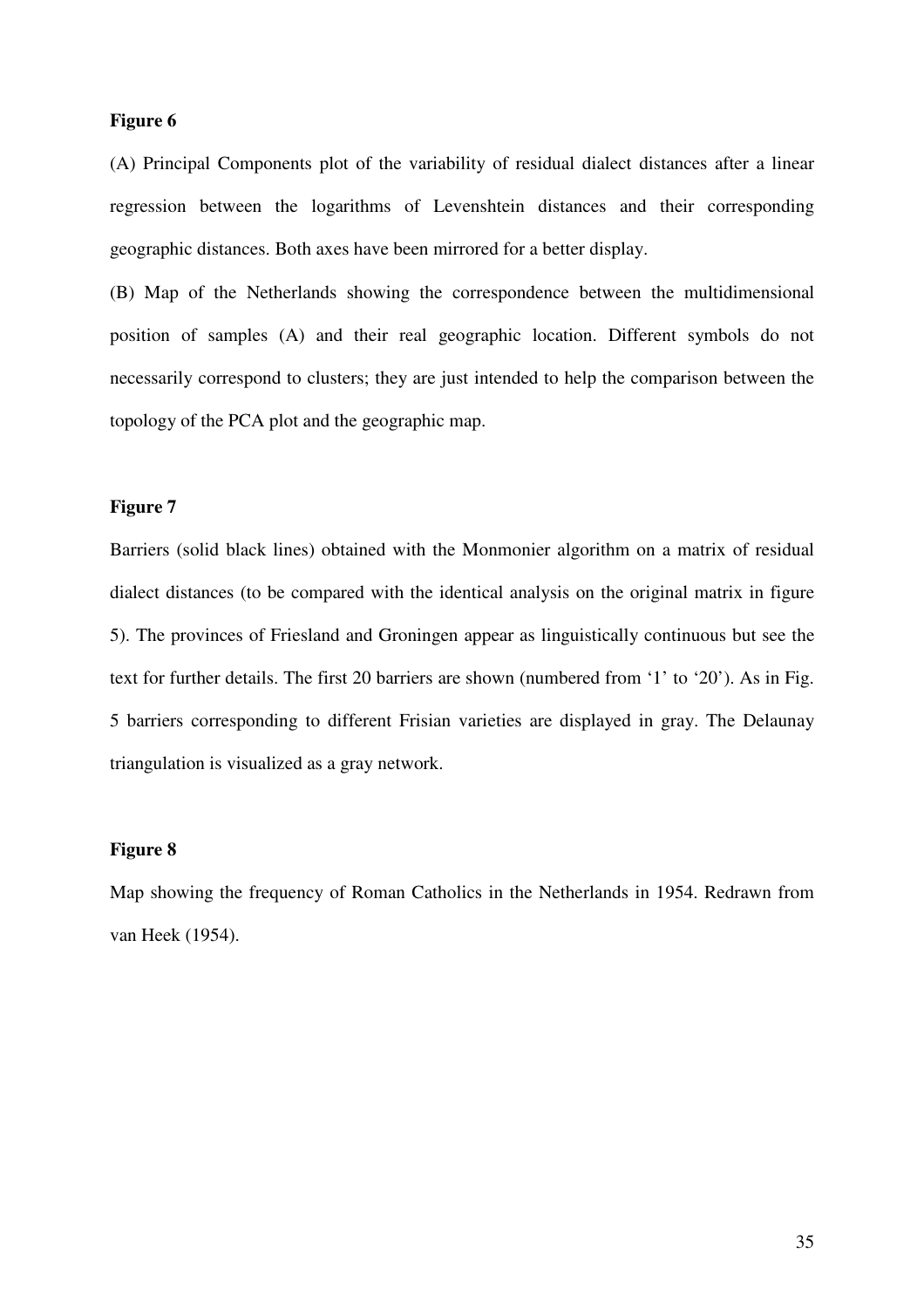**Figure 6**

(A) Principal Components plot of the variability of residual dialect distances after a linear regression between the logarithms of Levenshtein distances and their corresponding geographic distances. Both axes have been mirrored for a better display.

(B) Map of the Netherlands showing the correspondence between the multidimensional position of samples (A) and their real geographic location. Different symbols do not necessarily correspond to clusters; they are just intended to help the comparison between the topology of the PCA plot and the geographic map.

**Figure 7**

Barriers (solid black lines) obtained with the Monmonier algorithm on a matrix of residual dialect distances (to be compared with the identical analysis on the original matrix in figure 5). The provinces of Friesland and Groningen appear as linguistically continuous but see the text for further details. The first 20 barriers are shown (numbered from '1' to '20'). As in Fig. 5 barriers corresponding to different Frisian varieties are displayed in gray. The Delaunay triangulation is visualized as a gray network.

**Figure 8**

Map showing the frequency of Roman Catholics in the Netherlands in 1954. Redrawn from van Heek (1954).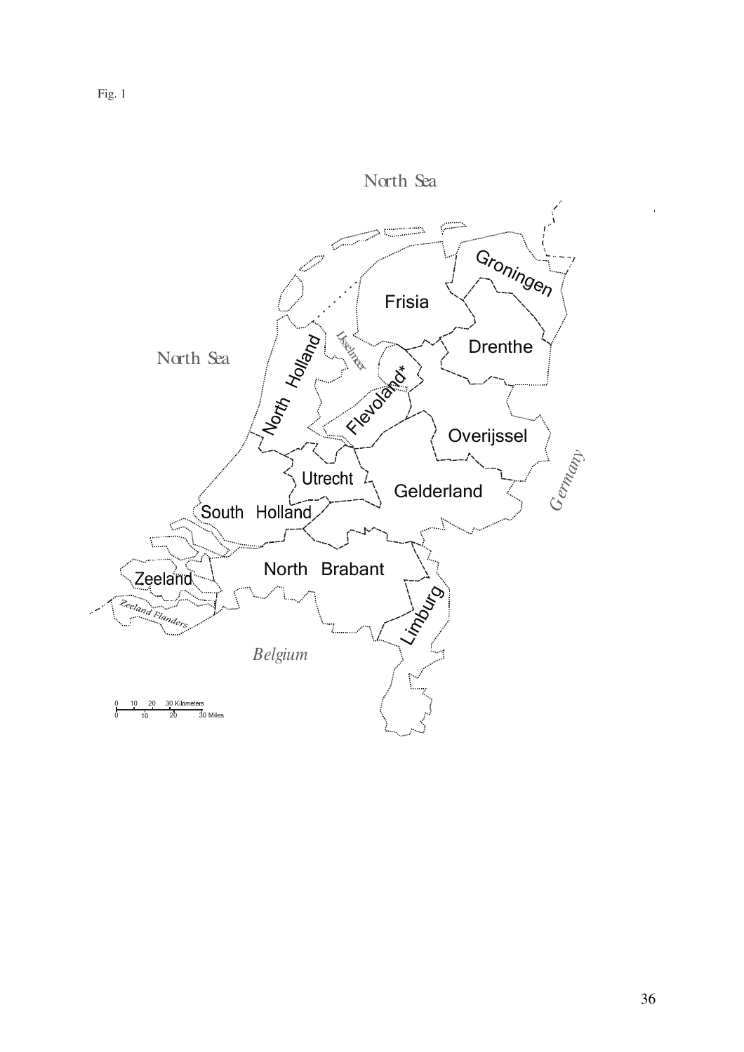Fig. 1

North Sea

Groningen

Frisia

Drenthe

North Sea

North Holland

IJsselmeer

Flevoland*

Overijssel

Utrecht

Gelderland

Germany

South Holland

North Brabant

Zeeland

Zeeland Flanders

Limburg

Belgium

0 10 20 30 Kilometers
0 10 20 30 Miles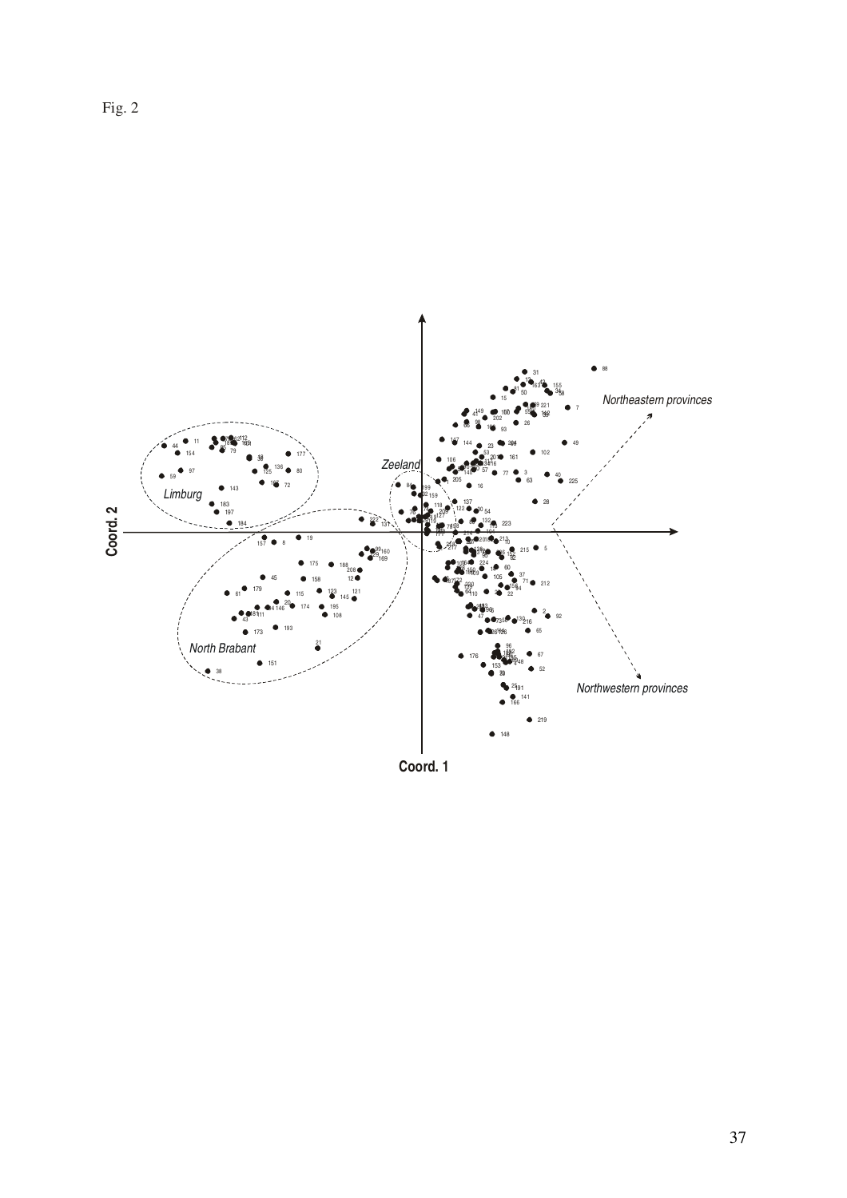Fig. 2

Northeastern provinces

Zeeland

Limburg

Coord. 2

North Brabant

Northwestern provinces

Coord. 1